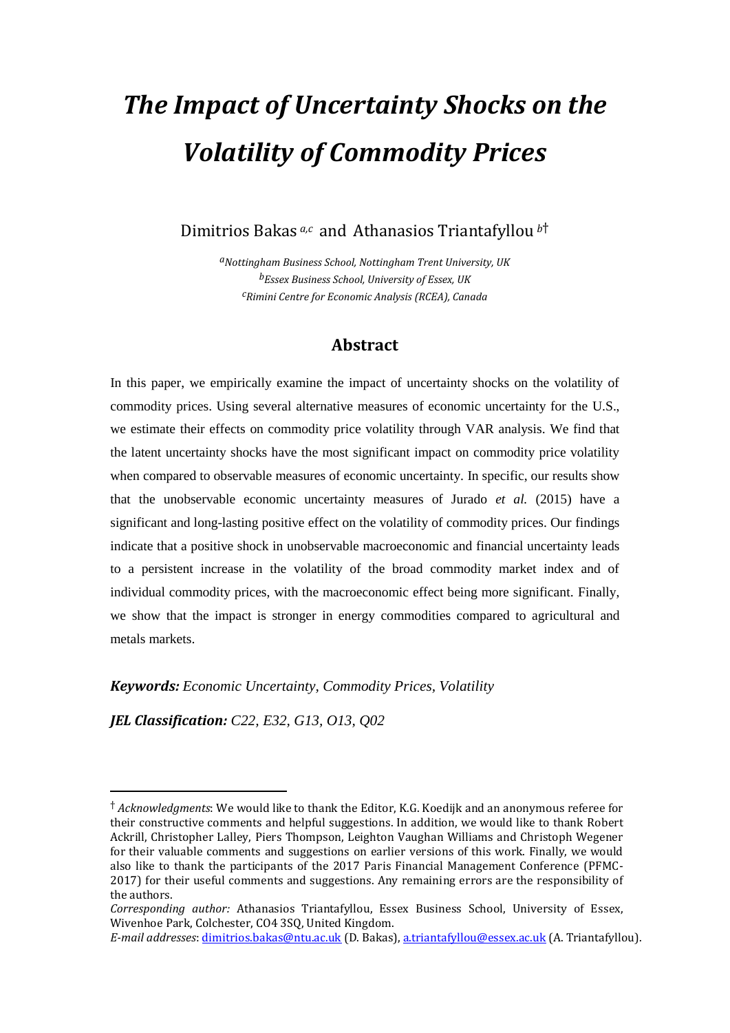# *The Impact of Uncertainty Shocks on the Volatility of Commodity Prices*

Dimitrios Bakas [a,c] and Athanasios Triantafyllou [b]†

[a]*Nottingham Business School, Nottingham Trent University, UK*
[b]*Essex Business School, University of Essex, UK*
[c]*Rimini Centre for Economic Analysis (RCEA), Canada*

## Abstract

In this paper, we empirically examine the impact of uncertainty shocks on the volatility of commodity prices. Using several alternative measures of economic uncertainty for the U.S., we estimate their effects on commodity price volatility through VAR analysis. We find that the latent uncertainty shocks have the most significant impact on commodity price volatility when compared to observable measures of economic uncertainty. In specific, our results show that the unobservable economic uncertainty measures of Jurado *et al.* (2015) have a significant and long-lasting positive effect on the volatility of commodity prices. Our findings indicate that a positive shock in unobservable macroeconomic and financial uncertainty leads to a persistent increase in the volatility of the broad commodity market index and of individual commodity prices, with the macroeconomic effect being more significant. Finally, we show that the impact is stronger in energy commodities compared to agricultural and metals markets.

***Keywords:*** *Economic Uncertainty, Commodity Prices, Volatility*

***JEL Classification:*** *C22, E32, G13, O13, Q02*

---

† *Acknowledgments*: We would like to thank the Editor, K.G. Koedijk and an anonymous referee for their constructive comments and helpful suggestions. In addition, we would like to thank Robert Ackrill, Christopher Lalley, Piers Thompson, Leighton Vaughan Williams and Christoph Wegener for their valuable comments and suggestions on earlier versions of this work. Finally, we would also like to thank the participants of the 2017 Paris Financial Management Conference (PFMC-2017) for their useful comments and suggestions. Any remaining errors are the responsibility of the authors.

*Corresponding author:* Athanasios Triantafyllou, Essex Business School, University of Essex, Wivenhoe Park, Colchester, CO4 3SQ, United Kingdom.

*E-mail addresses*: dimitrios.bakas@ntu.ac.uk (D. Bakas), a.triantafyllou@essex.ac.uk (A. Triantafyllou).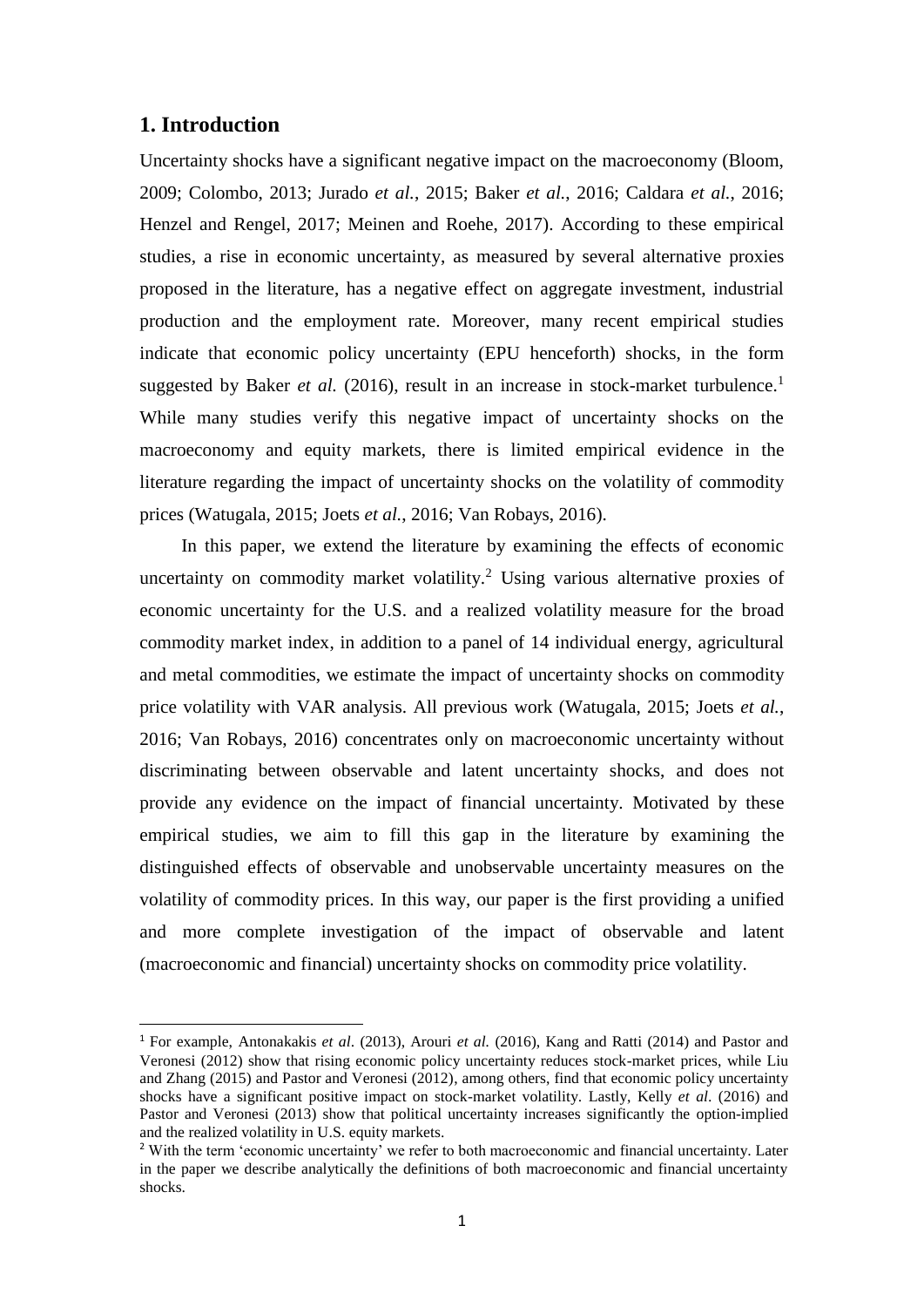## 1. Introduction

Uncertainty shocks have a significant negative impact on the macroeconomy (Bloom, 2009; Colombo, 2013; Jurado *et al.*, 2015; Baker *et al.*, 2016; Caldara *et al.*, 2016; Henzel and Rengel, 2017; Meinen and Roehe, 2017). According to these empirical studies, a rise in economic uncertainty, as measured by several alternative proxies proposed in the literature, has a negative effect on aggregate investment, industrial production and the employment rate. Moreover, many recent empirical studies indicate that economic policy uncertainty (EPU henceforth) shocks, in the form suggested by Baker *et al.* (2016), result in an increase in stock-market turbulence.[1] While many studies verify this negative impact of uncertainty shocks on the macroeconomy and equity markets, there is limited empirical evidence in the literature regarding the impact of uncertainty shocks on the volatility of commodity prices (Watugala, 2015; Joets *et al.*, 2016; Van Robays, 2016).

In this paper, we extend the literature by examining the effects of economic uncertainty on commodity market volatility.[2] Using various alternative proxies of economic uncertainty for the U.S. and a realized volatility measure for the broad commodity market index, in addition to a panel of 14 individual energy, agricultural and metal commodities, we estimate the impact of uncertainty shocks on commodity price volatility with VAR analysis. All previous work (Watugala, 2015; Joets *et al.*, 2016; Van Robays, 2016) concentrates only on macroeconomic uncertainty without discriminating between observable and latent uncertainty shocks, and does not provide any evidence on the impact of financial uncertainty. Motivated by these empirical studies, we aim to fill this gap in the literature by examining the distinguished effects of observable and unobservable uncertainty measures on the volatility of commodity prices. In this way, our paper is the first providing a unified and more complete investigation of the impact of observable and latent (macroeconomic and financial) uncertainty shocks on commodity price volatility.

---

[1] For example, Antonakakis *et al*. (2013), Arouri *et al.* (2016), Kang and Ratti (2014) and Pastor and Veronesi (2012) show that rising economic policy uncertainty reduces stock-market prices, while Liu and Zhang (2015) and Pastor and Veronesi (2012), among others, find that economic policy uncertainty shocks have a significant positive impact on stock-market volatility. Lastly, Kelly *et al*. (2016) and Pastor and Veronesi (2013) show that political uncertainty increases significantly the option-implied and the realized volatility in U.S. equity markets.

[2] With the term 'economic uncertainty' we refer to both macroeconomic and financial uncertainty. Later in the paper we describe analytically the definitions of both macroeconomic and financial uncertainty shocks.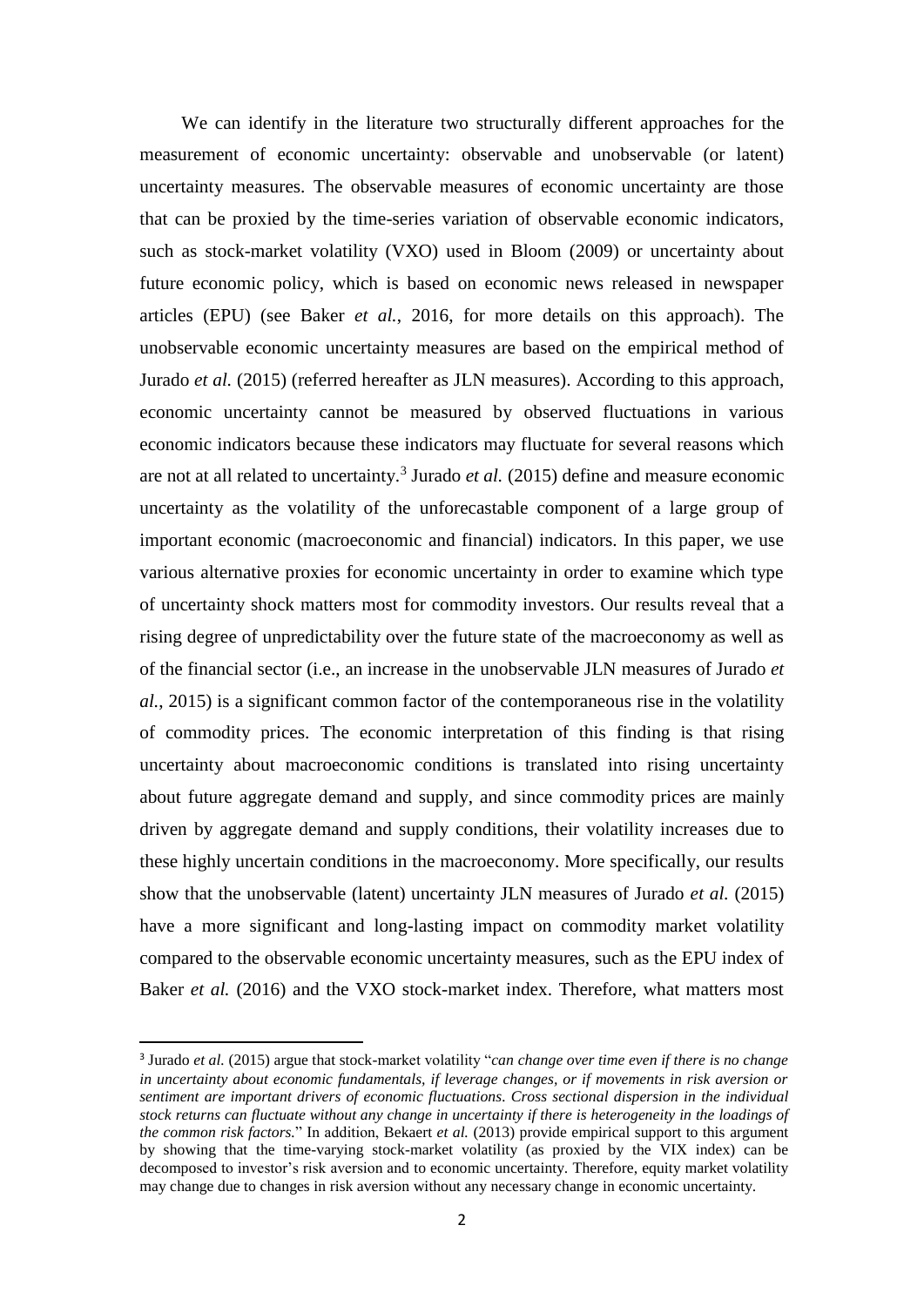We can identify in the literature two structurally different approaches for the measurement of economic uncertainty: observable and unobservable (or latent) uncertainty measures. The observable measures of economic uncertainty are those that can be proxied by the time-series variation of observable economic indicators, such as stock-market volatility (VXO) used in Bloom (2009) or uncertainty about future economic policy, which is based on economic news released in newspaper articles (EPU) (see Baker *et al.*, 2016, for more details on this approach). The unobservable economic uncertainty measures are based on the empirical method of Jurado *et al.* (2015) (referred hereafter as JLN measures). According to this approach, economic uncertainty cannot be measured by observed fluctuations in various economic indicators because these indicators may fluctuate for several reasons which are not at all related to uncertainty.[3] Jurado *et al.* (2015) define and measure economic uncertainty as the volatility of the unforecastable component of a large group of important economic (macroeconomic and financial) indicators. In this paper, we use various alternative proxies for economic uncertainty in order to examine which type of uncertainty shock matters most for commodity investors. Our results reveal that a rising degree of unpredictability over the future state of the macroeconomy as well as of the financial sector (i.e., an increase in the unobservable JLN measures of Jurado *et al.*, 2015) is a significant common factor of the contemporaneous rise in the volatility of commodity prices. The economic interpretation of this finding is that rising uncertainty about macroeconomic conditions is translated into rising uncertainty about future aggregate demand and supply, and since commodity prices are mainly driven by aggregate demand and supply conditions, their volatility increases due to these highly uncertain conditions in the macroeconomy. More specifically, our results show that the unobservable (latent) uncertainty JLN measures of Jurado *et al.* (2015) have a more significant and long-lasting impact on commodity market volatility compared to the observable economic uncertainty measures, such as the EPU index of Baker *et al.* (2016) and the VXO stock-market index. Therefore, what matters most

[3] Jurado *et al.* (2015) argue that stock-market volatility "*can change over time even if there is no change in uncertainty about economic fundamentals, if leverage changes, or if movements in risk aversion or sentiment are important drivers of economic fluctuations. Cross sectional dispersion in the individual stock returns can fluctuate without any change in uncertainty if there is heterogeneity in the loadings of the common risk factors.*" In addition, Bekaert *et al.* (2013) provide empirical support to this argument by showing that the time-varying stock-market volatility (as proxied by the VIX index) can be decomposed to investor's risk aversion and to economic uncertainty. Therefore, equity market volatility may change due to changes in risk aversion without any necessary change in economic uncertainty.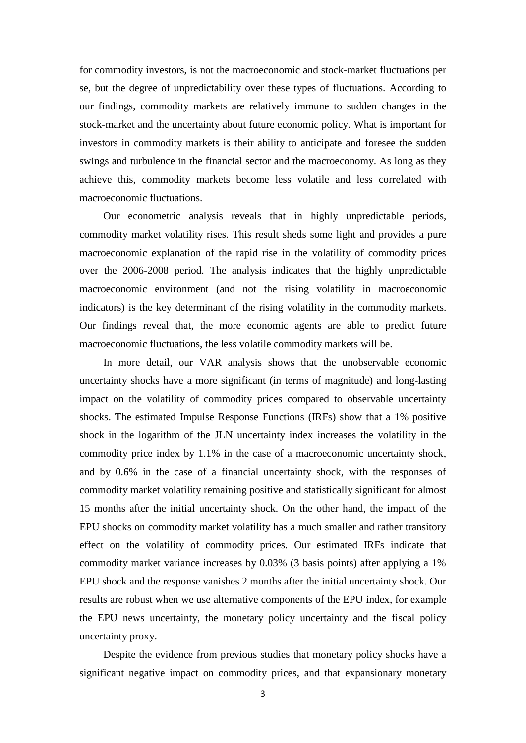for commodity investors, is not the macroeconomic and stock-market fluctuations per se, but the degree of unpredictability over these types of fluctuations. According to our findings, commodity markets are relatively immune to sudden changes in the stock-market and the uncertainty about future economic policy. What is important for investors in commodity markets is their ability to anticipate and foresee the sudden swings and turbulence in the financial sector and the macroeconomy. As long as they achieve this, commodity markets become less volatile and less correlated with macroeconomic fluctuations.

Our econometric analysis reveals that in highly unpredictable periods, commodity market volatility rises. This result sheds some light and provides a pure macroeconomic explanation of the rapid rise in the volatility of commodity prices over the 2006-2008 period. The analysis indicates that the highly unpredictable macroeconomic environment (and not the rising volatility in macroeconomic indicators) is the key determinant of the rising volatility in the commodity markets. Our findings reveal that, the more economic agents are able to predict future macroeconomic fluctuations, the less volatile commodity markets will be.

In more detail, our VAR analysis shows that the unobservable economic uncertainty shocks have a more significant (in terms of magnitude) and long-lasting impact on the volatility of commodity prices compared to observable uncertainty shocks. The estimated Impulse Response Functions (IRFs) show that a 1% positive shock in the logarithm of the JLN uncertainty index increases the volatility in the commodity price index by 1.1% in the case of a macroeconomic uncertainty shock, and by 0.6% in the case of a financial uncertainty shock, with the responses of commodity market volatility remaining positive and statistically significant for almost 15 months after the initial uncertainty shock. On the other hand, the impact of the EPU shocks on commodity market volatility has a much smaller and rather transitory effect on the volatility of commodity prices. Our estimated IRFs indicate that commodity market variance increases by 0.03% (3 basis points) after applying a 1% EPU shock and the response vanishes 2 months after the initial uncertainty shock. Our results are robust when we use alternative components of the EPU index, for example the EPU news uncertainty, the monetary policy uncertainty and the fiscal policy uncertainty proxy.

Despite the evidence from previous studies that monetary policy shocks have a significant negative impact on commodity prices, and that expansionary monetary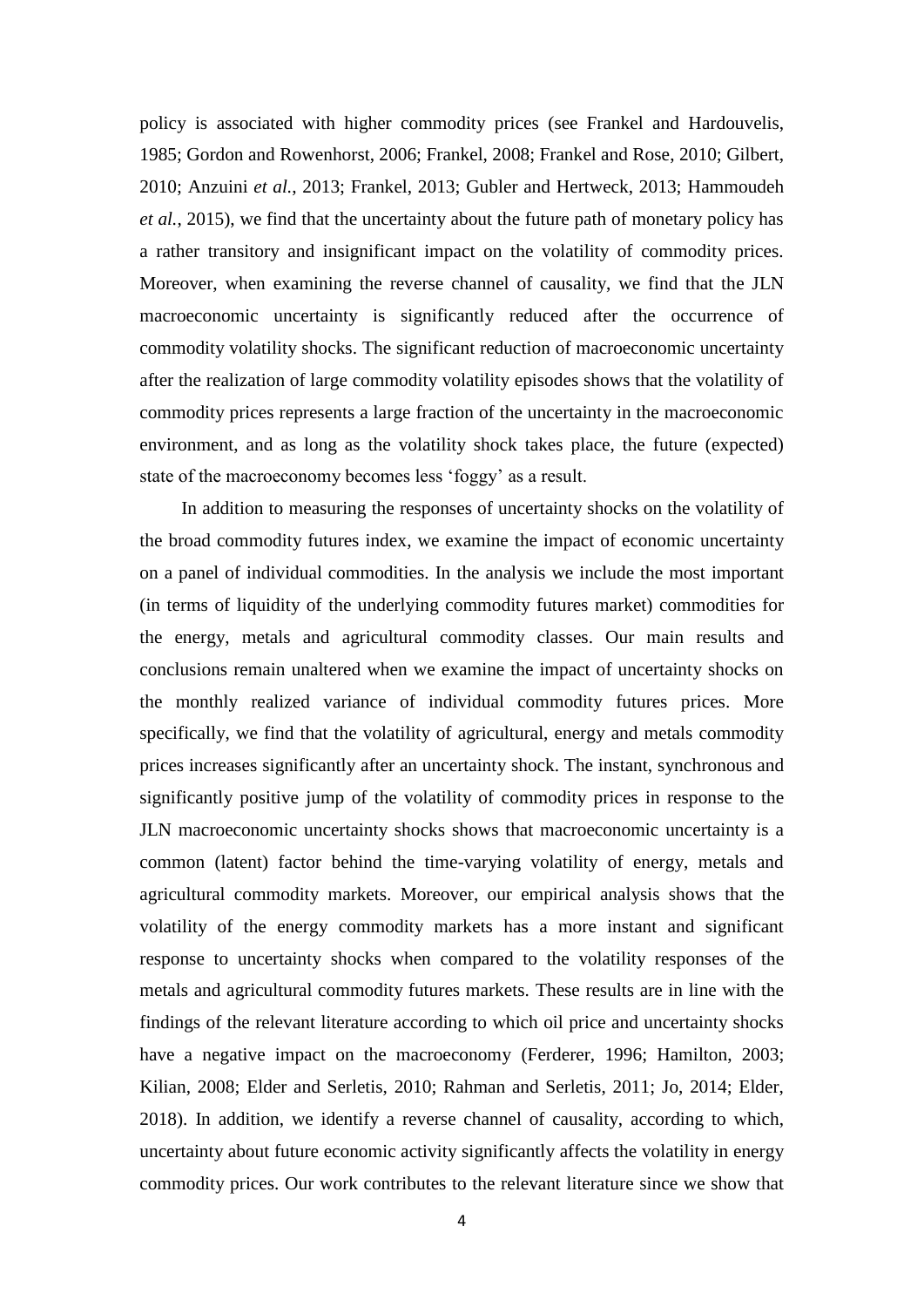policy is associated with higher commodity prices (see Frankel and Hardouvelis, 1985; Gordon and Rowenhorst, 2006; Frankel, 2008; Frankel and Rose, 2010; Gilbert, 2010; Anzuini *et al.*, 2013; Frankel, 2013; Gubler and Hertweck, 2013; Hammoudeh *et al.*, 2015), we find that the uncertainty about the future path of monetary policy has a rather transitory and insignificant impact on the volatility of commodity prices. Moreover, when examining the reverse channel of causality, we find that the JLN macroeconomic uncertainty is significantly reduced after the occurrence of commodity volatility shocks. The significant reduction of macroeconomic uncertainty after the realization of large commodity volatility episodes shows that the volatility of commodity prices represents a large fraction of the uncertainty in the macroeconomic environment, and as long as the volatility shock takes place, the future (expected) state of the macroeconomy becomes less 'foggy' as a result.

In addition to measuring the responses of uncertainty shocks on the volatility of the broad commodity futures index, we examine the impact of economic uncertainty on a panel of individual commodities. In the analysis we include the most important (in terms of liquidity of the underlying commodity futures market) commodities for the energy, metals and agricultural commodity classes. Our main results and conclusions remain unaltered when we examine the impact of uncertainty shocks on the monthly realized variance of individual commodity futures prices. More specifically, we find that the volatility of agricultural, energy and metals commodity prices increases significantly after an uncertainty shock. The instant, synchronous and significantly positive jump of the volatility of commodity prices in response to the JLN macroeconomic uncertainty shocks shows that macroeconomic uncertainty is a common (latent) factor behind the time-varying volatility of energy, metals and agricultural commodity markets. Moreover, our empirical analysis shows that the volatility of the energy commodity markets has a more instant and significant response to uncertainty shocks when compared to the volatility responses of the metals and agricultural commodity futures markets. These results are in line with the findings of the relevant literature according to which oil price and uncertainty shocks have a negative impact on the macroeconomy (Ferderer, 1996; Hamilton, 2003; Kilian, 2008; Elder and Serletis, 2010; Rahman and Serletis, 2011; Jo, 2014; Elder, 2018). In addition, we identify a reverse channel of causality, according to which, uncertainty about future economic activity significantly affects the volatility in energy commodity prices. Our work contributes to the relevant literature since we show that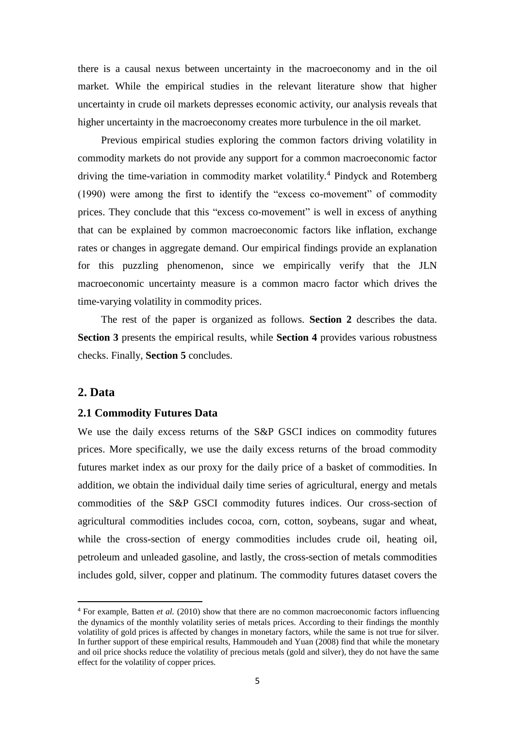there is a causal nexus between uncertainty in the macroeconomy and in the oil market. While the empirical studies in the relevant literature show that higher uncertainty in crude oil markets depresses economic activity, our analysis reveals that higher uncertainty in the macroeconomy creates more turbulence in the oil market.

Previous empirical studies exploring the common factors driving volatility in commodity markets do not provide any support for a common macroeconomic factor driving the time-variation in commodity market volatility.[4] Pindyck and Rotemberg (1990) were among the first to identify the "excess co-movement" of commodity prices. They conclude that this "excess co-movement" is well in excess of anything that can be explained by common macroeconomic factors like inflation, exchange rates or changes in aggregate demand. Our empirical findings provide an explanation for this puzzling phenomenon, since we empirically verify that the JLN macroeconomic uncertainty measure is a common macro factor which drives the time-varying volatility in commodity prices.

The rest of the paper is organized as follows. **Section 2** describes the data. **Section 3** presents the empirical results, while **Section 4** provides various robustness checks. Finally, **Section 5** concludes.

## 2. Data

### 2.1 Commodity Futures Data

We use the daily excess returns of the S&P GSCI indices on commodity futures prices. More specifically, we use the daily excess returns of the broad commodity futures market index as our proxy for the daily price of a basket of commodities. In addition, we obtain the individual daily time series of agricultural, energy and metals commodities of the S&P GSCI commodity futures indices. Our cross-section of agricultural commodities includes cocoa, corn, cotton, soybeans, sugar and wheat, while the cross-section of energy commodities includes crude oil, heating oil, petroleum and unleaded gasoline, and lastly, the cross-section of metals commodities includes gold, silver, copper and platinum. The commodity futures dataset covers the

[4] For example, Batten *et al.* (2010) show that there are no common macroeconomic factors influencing the dynamics of the monthly volatility series of metals prices. According to their findings the monthly volatility of gold prices is affected by changes in monetary factors, while the same is not true for silver. In further support of these empirical results, Hammoudeh and Yuan (2008) find that while the monetary and oil price shocks reduce the volatility of precious metals (gold and silver), they do not have the same effect for the volatility of copper prices.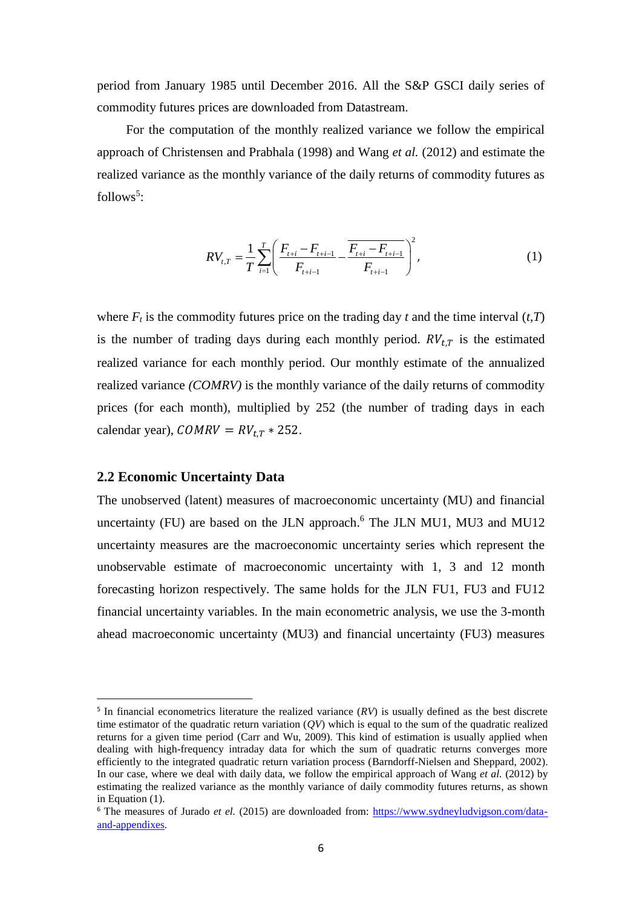period from January 1985 until December 2016. All the S&P GSCI daily series of commodity futures prices are downloaded from Datastream.

For the computation of the monthly realized variance we follow the empirical approach of Christensen and Prabhala (1998) and Wang *et al.* (2012) and estimate the realized variance as the monthly variance of the daily returns of commodity futures as follows[5]:

$$RV_{t,T} = \frac{1}{T}\sum_{i=1}^{T}\left(\frac{F_{t+i} - F_{t+i-1}}{F_{t+i-1}} - \overline{\frac{F_{t+i} - F_{t+i-1}}{F_{t+i-1}}}\right)^2, \tag{1}$$

where $F_t$ is the commodity futures price on the trading day $t$ and the time interval $(t,T)$ is the number of trading days during each monthly period. $RV_{t,T}$ is the estimated realized variance for each monthly period. Our monthly estimate of the annualized realized variance *(COMRV)* is the monthly variance of the daily returns of commodity prices (for each month), multiplied by 252 (the number of trading days in each calendar year), $COMRV = RV_{t,T} * 252$.

### 2.2 Economic Uncertainty Data

The unobserved (latent) measures of macroeconomic uncertainty (MU) and financial uncertainty (FU) are based on the JLN approach.[6] The JLN MU1, MU3 and MU12 uncertainty measures are the macroeconomic uncertainty series which represent the unobservable estimate of macroeconomic uncertainty with 1, 3 and 12 month forecasting horizon respectively. The same holds for the JLN FU1, FU3 and FU12 financial uncertainty variables. In the main econometric analysis, we use the 3-month ahead macroeconomic uncertainty (MU3) and financial uncertainty (FU3) measures

---

[5] In financial econometrics literature the realized variance (*RV*) is usually defined as the best discrete time estimator of the quadratic return variation (*QV*) which is equal to the sum of the quadratic realized returns for a given time period (Carr and Wu, 2009). This kind of estimation is usually applied when dealing with high-frequency intraday data for which the sum of quadratic returns converges more efficiently to the integrated quadratic return variation process (Barndorff-Nielsen and Sheppard, 2002). In our case, where we deal with daily data, we follow the empirical approach of Wang *et al.* (2012) by estimating the realized variance as the monthly variance of daily commodity futures returns, as shown in Equation (1).

[6] The measures of Jurado *et el.* (2015) are downloaded from: https://www.sydneyludvigson.com/data-and-appendixes.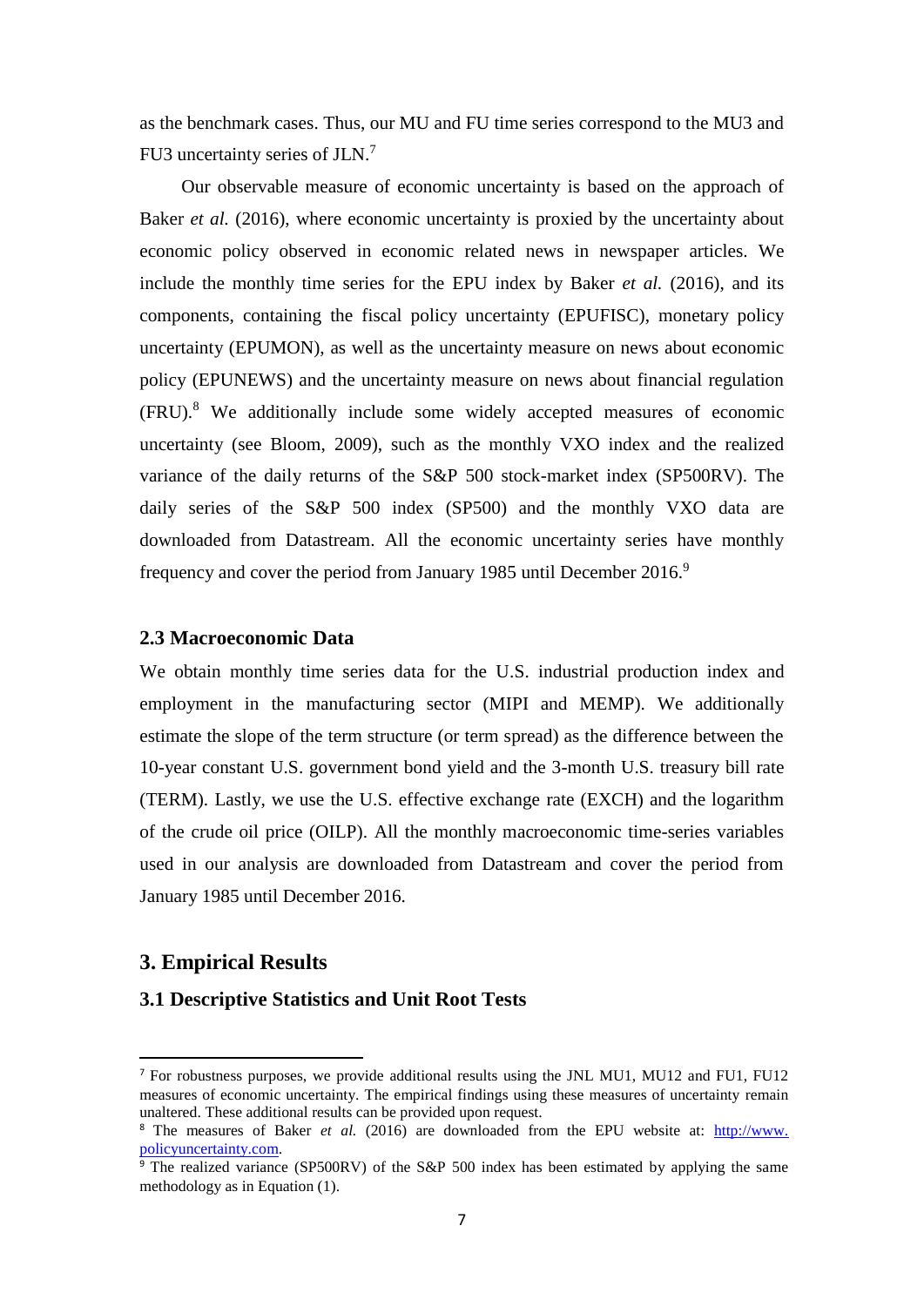as the benchmark cases. Thus, our MU and FU time series correspond to the MU3 and FU3 uncertainty series of JLN.[7]

Our observable measure of economic uncertainty is based on the approach of Baker *et al.* (2016), where economic uncertainty is proxied by the uncertainty about economic policy observed in economic related news in newspaper articles. We include the monthly time series for the EPU index by Baker *et al.* (2016), and its components, containing the fiscal policy uncertainty (EPUFISC), monetary policy uncertainty (EPUMON), as well as the uncertainty measure on news about economic policy (EPUNEWS) and the uncertainty measure on news about financial regulation (FRU).[8] We additionally include some widely accepted measures of economic uncertainty (see Bloom, 2009), such as the monthly VXO index and the realized variance of the daily returns of the S&P 500 stock-market index (SP500RV). The daily series of the S&P 500 index (SP500) and the monthly VXO data are downloaded from Datastream. All the economic uncertainty series have monthly frequency and cover the period from January 1985 until December 2016.[9]

### 2.3 Macroeconomic Data

We obtain monthly time series data for the U.S. industrial production index and employment in the manufacturing sector (MIPI and MEMP). We additionally estimate the slope of the term structure (or term spread) as the difference between the 10-year constant U.S. government bond yield and the 3-month U.S. treasury bill rate (TERM). Lastly, we use the U.S. effective exchange rate (EXCH) and the logarithm of the crude oil price (OILP). All the monthly macroeconomic time-series variables used in our analysis are downloaded from Datastream and cover the period from January 1985 until December 2016.

## 3. Empirical Results

### 3.1 Descriptive Statistics and Unit Root Tests

---

[7] For robustness purposes, we provide additional results using the JNL MU1, MU12 and FU1, FU12 measures of economic uncertainty. The empirical findings using these measures of uncertainty remain unaltered. These additional results can be provided upon request.

[8] The measures of Baker *et al.* (2016) are downloaded from the EPU website at: http://www.policyuncertainty.com.

[9] The realized variance (SP500RV) of the S&P 500 index has been estimated by applying the same methodology as in Equation (1).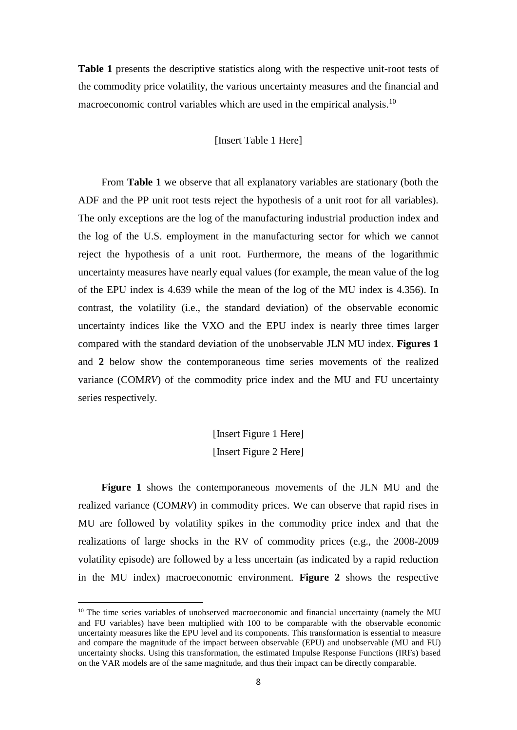**Table 1** presents the descriptive statistics along with the respective unit-root tests of the commodity price volatility, the various uncertainty measures and the financial and macroeconomic control variables which are used in the empirical analysis.[10]

[Insert Table 1 Here]

From **Table 1** we observe that all explanatory variables are stationary (both the ADF and the PP unit root tests reject the hypothesis of a unit root for all variables). The only exceptions are the log of the manufacturing industrial production index and the log of the U.S. employment in the manufacturing sector for which we cannot reject the hypothesis of a unit root. Furthermore, the means of the logarithmic uncertainty measures have nearly equal values (for example, the mean value of the log of the EPU index is 4.639 while the mean of the log of the MU index is 4.356). In contrast, the volatility (i.e., the standard deviation) of the observable economic uncertainty indices like the VXO and the EPU index is nearly three times larger compared with the standard deviation of the unobservable JLN MU index. **Figures 1** and **2** below show the contemporaneous time series movements of the realized variance (COM*RV*) of the commodity price index and the MU and FU uncertainty series respectively.

[Insert Figure 1 Here]
[Insert Figure 2 Here]

**Figure 1** shows the contemporaneous movements of the JLN MU and the realized variance (COM*RV*) in commodity prices. We can observe that rapid rises in MU are followed by volatility spikes in the commodity price index and that the realizations of large shocks in the RV of commodity prices (e.g., the 2008-2009 volatility episode) are followed by a less uncertain (as indicated by a rapid reduction in the MU index) macroeconomic environment. **Figure 2** shows the respective

[10] The time series variables of unobserved macroeconomic and financial uncertainty (namely the MU and FU variables) have been multiplied with 100 to be comparable with the observable economic uncertainty measures like the EPU level and its components. This transformation is essential to measure and compare the magnitude of the impact between observable (EPU) and unobservable (MU and FU) uncertainty shocks. Using this transformation, the estimated Impulse Response Functions (IRFs) based on the VAR models are of the same magnitude, and thus their impact can be directly comparable.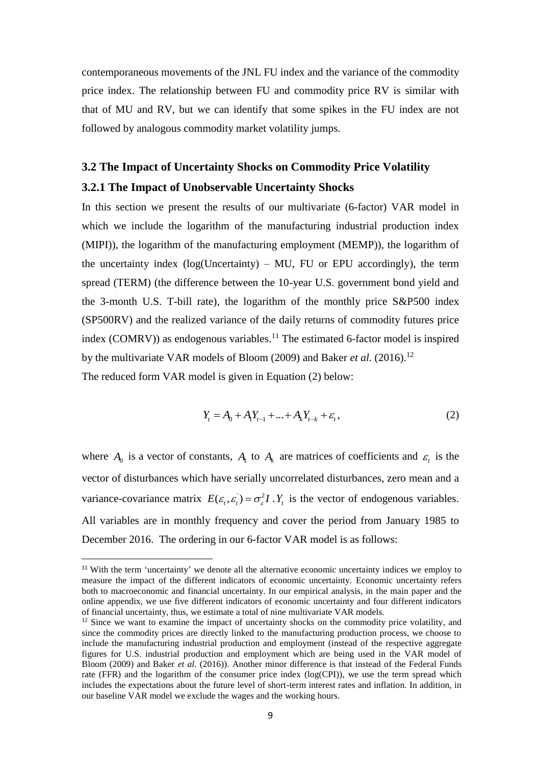contemporaneous movements of the JNL FU index and the variance of the commodity price index. The relationship between FU and commodity price RV is similar with that of MU and RV, but we can identify that some spikes in the FU index are not followed by analogous commodity market volatility jumps.

## 3.2 The Impact of Uncertainty Shocks on Commodity Price Volatility

### 3.2.1 The Impact of Unobservable Uncertainty Shocks

In this section we present the results of our multivariate (6-factor) VAR model in which we include the logarithm of the manufacturing industrial production index (MIPI)), the logarithm of the manufacturing employment (MEMP)), the logarithm of the uncertainty index (log(Uncertainty) – MU, FU or EPU accordingly), the term spread (TERM) (the difference between the 10-year U.S. government bond yield and the 3-month U.S. T-bill rate), the logarithm of the monthly price S&P500 index (SP500RV) and the realized variance of the daily returns of commodity futures price index (COMRV)) as endogenous variables.[11] The estimated 6-factor model is inspired by the multivariate VAR models of Bloom (2009) and Baker *et al.* (2016).[12]

The reduced form VAR model is given in Equation (2) below:

$$Y_t = A_0 + A_1 Y_{t-1} + ... + A_k Y_{t-k} + \varepsilon_t, \qquad (2)$$

where $A_0$ is a vector of constants, $A_1$ to $A_k$ are matrices of coefficients and $\varepsilon_t$ is the vector of disturbances which have serially uncorrelated disturbances, zero mean and a variance-covariance matrix $E(\varepsilon_t, \varepsilon_t^{'}) = \sigma_\varepsilon^2 I$ . $Y_t$ is the vector of endogenous variables. All variables are in monthly frequency and cover the period from January 1985 to December 2016. The ordering in our 6-factor VAR model is as follows:

[11] With the term 'uncertainty' we denote all the alternative economic uncertainty indices we employ to measure the impact of the different indicators of economic uncertainty. Economic uncertainty refers both to macroeconomic and financial uncertainty. In our empirical analysis, in the main paper and the online appendix, we use five different indicators of economic uncertainty and four different indicators of financial uncertainty, thus, we estimate a total of nine multivariate VAR models.

[12] Since we want to examine the impact of uncertainty shocks on the commodity price volatility, and since the commodity prices are directly linked to the manufacturing production process, we choose to include the manufacturing industrial production and employment (instead of the respective aggregate figures for U.S. industrial production and employment which are being used in the VAR model of Bloom (2009) and Baker *et al.* (2016)). Another minor difference is that instead of the Federal Funds rate (FFR) and the logarithm of the consumer price index (log(CPI)), we use the term spread which includes the expectations about the future level of short-term interest rates and inflation. In addition, in our baseline VAR model we exclude the wages and the working hours.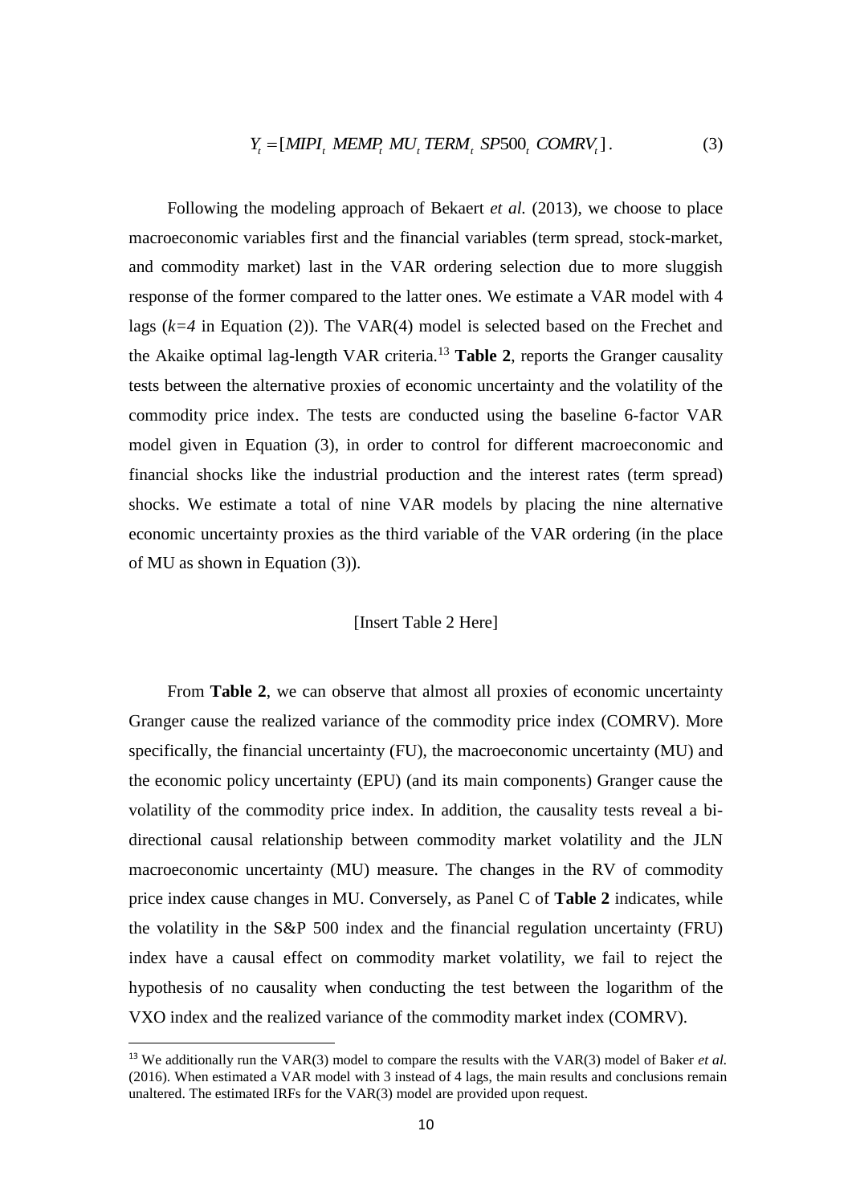$$Y_t = [MIPI_t \ MEMP_t \ MU_t \ TERM_t \ SP500_t \ COMRV_t]. \tag{3}$$

Following the modeling approach of Bekaert *et al.* (2013), we choose to place macroeconomic variables first and the financial variables (term spread, stock-market, and commodity market) last in the VAR ordering selection due to more sluggish response of the former compared to the latter ones. We estimate a VAR model with 4 lags ($k=4$ in Equation (2)). The VAR(4) model is selected based on the Frechet and the Akaike optimal lag-length VAR criteria.[13] **Table 2**, reports the Granger causality tests between the alternative proxies of economic uncertainty and the volatility of the commodity price index. The tests are conducted using the baseline 6-factor VAR model given in Equation (3), in order to control for different macroeconomic and financial shocks like the industrial production and the interest rates (term spread) shocks. We estimate a total of nine VAR models by placing the nine alternative economic uncertainty proxies as the third variable of the VAR ordering (in the place of MU as shown in Equation (3)).

[Insert Table 2 Here]

From **Table 2**, we can observe that almost all proxies of economic uncertainty Granger cause the realized variance of the commodity price index (COMRV). More specifically, the financial uncertainty (FU), the macroeconomic uncertainty (MU) and the economic policy uncertainty (EPU) (and its main components) Granger cause the volatility of the commodity price index. In addition, the causality tests reveal a bi-directional causal relationship between commodity market volatility and the JLN macroeconomic uncertainty (MU) measure. The changes in the RV of commodity price index cause changes in MU. Conversely, as Panel C of **Table 2** indicates, while the volatility in the S&P 500 index and the financial regulation uncertainty (FRU) index have a causal effect on commodity market volatility, we fail to reject the hypothesis of no causality when conducting the test between the logarithm of the VXO index and the realized variance of the commodity market index (COMRV).

[13] We additionally run the VAR(3) model to compare the results with the VAR(3) model of Baker *et al.* (2016). When estimated a VAR model with 3 instead of 4 lags, the main results and conclusions remain unaltered. The estimated IRFs for the VAR(3) model are provided upon request.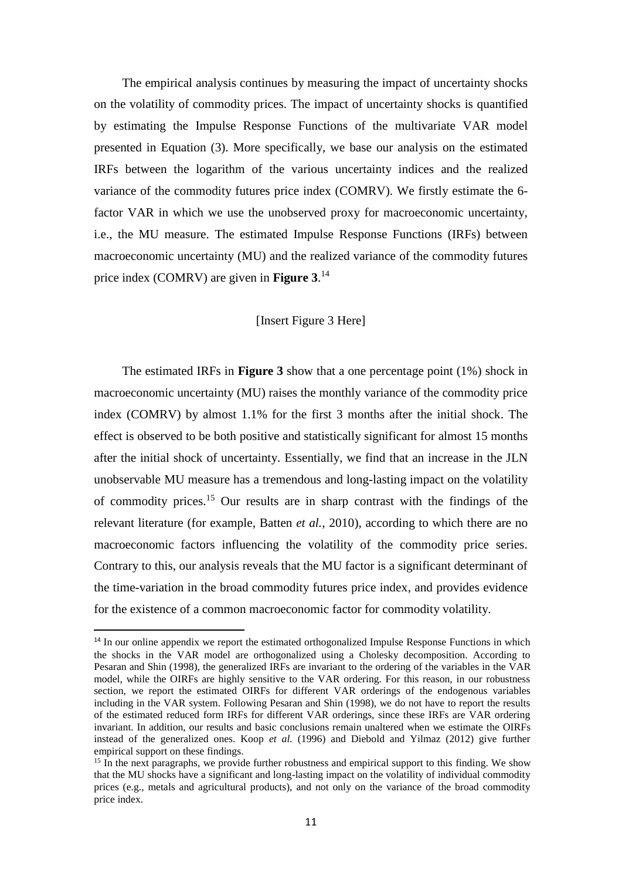The empirical analysis continues by measuring the impact of uncertainty shocks on the volatility of commodity prices. The impact of uncertainty shocks is quantified by estimating the Impulse Response Functions of the multivariate VAR model presented in Equation (3). More specifically, we base our analysis on the estimated IRFs between the logarithm of the various uncertainty indices and the realized variance of the commodity futures price index (COMRV). We firstly estimate the 6-factor VAR in which we use the unobserved proxy for macroeconomic uncertainty, i.e., the MU measure. The estimated Impulse Response Functions (IRFs) between macroeconomic uncertainty (MU) and the realized variance of the commodity futures price index (COMRV) are given in **Figure 3**.[14]

[Insert Figure 3 Here]

The estimated IRFs in **Figure 3** show that a one percentage point (1%) shock in macroeconomic uncertainty (MU) raises the monthly variance of the commodity price index (COMRV) by almost 1.1% for the first 3 months after the initial shock. The effect is observed to be both positive and statistically significant for almost 15 months after the initial shock of uncertainty. Essentially, we find that an increase in the JLN unobservable MU measure has a tremendous and long-lasting impact on the volatility of commodity prices.[15] Our results are in sharp contrast with the findings of the relevant literature (for example, Batten *et al.*, 2010), according to which there are no macroeconomic factors influencing the volatility of the commodity price series. Contrary to this, our analysis reveals that the MU factor is a significant determinant of the time-variation in the broad commodity futures price index, and provides evidence for the existence of a common macroeconomic factor for commodity volatility.

---

[14] In our online appendix we report the estimated orthogonalized Impulse Response Functions in which the shocks in the VAR model are orthogonalized using a Cholesky decomposition. According to Pesaran and Shin (1998), the generalized IRFs are invariant to the ordering of the variables in the VAR model, while the OIRFs are highly sensitive to the VAR ordering. For this reason, in our robustness section, we report the estimated OIRFs for different VAR orderings of the endogenous variables including in the VAR system. Following Pesaran and Shin (1998), we do not have to report the results of the estimated reduced form IRFs for different VAR orderings, since these IRFs are VAR ordering invariant. In addition, our results and basic conclusions remain unaltered when we estimate the OIRFs instead of the generalized ones. Koop *et al.* (1996) and Diebold and Yilmaz (2012) give further empirical support on these findings.

[15] In the next paragraphs, we provide further robustness and empirical support to this finding. We show that the MU shocks have a significant and long-lasting impact on the volatility of individual commodity prices (e.g., metals and agricultural products), and not only on the variance of the broad commodity price index.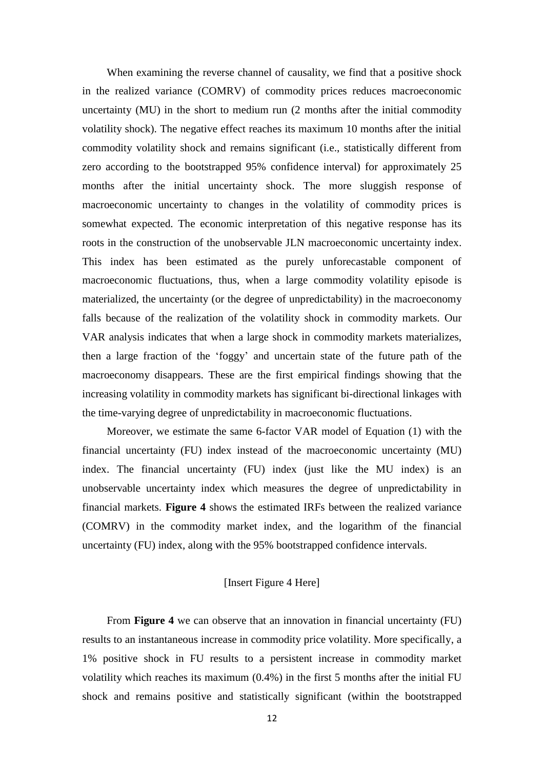When examining the reverse channel of causality, we find that a positive shock in the realized variance (COMRV) of commodity prices reduces macroeconomic uncertainty (MU) in the short to medium run (2 months after the initial commodity volatility shock). The negative effect reaches its maximum 10 months after the initial commodity volatility shock and remains significant (i.e., statistically different from zero according to the bootstrapped 95% confidence interval) for approximately 25 months after the initial uncertainty shock. The more sluggish response of macroeconomic uncertainty to changes in the volatility of commodity prices is somewhat expected. The economic interpretation of this negative response has its roots in the construction of the unobservable JLN macroeconomic uncertainty index. This index has been estimated as the purely unforecastable component of macroeconomic fluctuations, thus, when a large commodity volatility episode is materialized, the uncertainty (or the degree of unpredictability) in the macroeconomy falls because of the realization of the volatility shock in commodity markets. Our VAR analysis indicates that when a large shock in commodity markets materializes, then a large fraction of the 'foggy' and uncertain state of the future path of the macroeconomy disappears. These are the first empirical findings showing that the increasing volatility in commodity markets has significant bi-directional linkages with the time-varying degree of unpredictability in macroeconomic fluctuations.

Moreover, we estimate the same 6-factor VAR model of Equation (1) with the financial uncertainty (FU) index instead of the macroeconomic uncertainty (MU) index. The financial uncertainty (FU) index (just like the MU index) is an unobservable uncertainty index which measures the degree of unpredictability in financial markets. **Figure 4** shows the estimated IRFs between the realized variance (COMRV) in the commodity market index, and the logarithm of the financial uncertainty (FU) index, along with the 95% bootstrapped confidence intervals.

[Insert Figure 4 Here]

From **Figure 4** we can observe that an innovation in financial uncertainty (FU) results to an instantaneous increase in commodity price volatility. More specifically, a 1% positive shock in FU results to a persistent increase in commodity market volatility which reaches its maximum (0.4%) in the first 5 months after the initial FU shock and remains positive and statistically significant (within the bootstrapped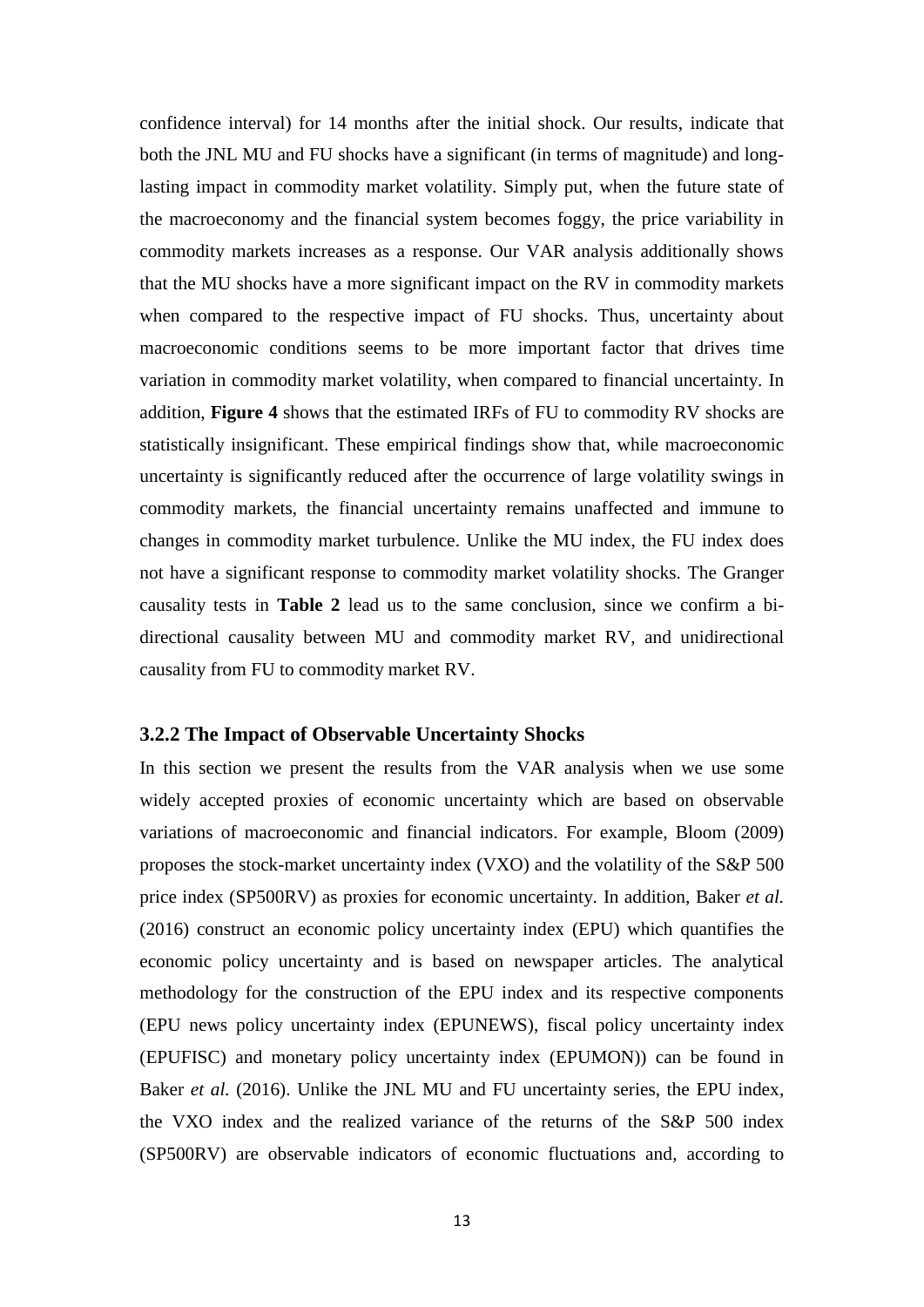confidence interval) for 14 months after the initial shock. Our results, indicate that both the JNL MU and FU shocks have a significant (in terms of magnitude) and long-lasting impact in commodity market volatility. Simply put, when the future state of the macroeconomy and the financial system becomes foggy, the price variability in commodity markets increases as a response. Our VAR analysis additionally shows that the MU shocks have a more significant impact on the RV in commodity markets when compared to the respective impact of FU shocks. Thus, uncertainty about macroeconomic conditions seems to be more important factor that drives time variation in commodity market volatility, when compared to financial uncertainty. In addition, **Figure 4** shows that the estimated IRFs of FU to commodity RV shocks are statistically insignificant. These empirical findings show that, while macroeconomic uncertainty is significantly reduced after the occurrence of large volatility swings in commodity markets, the financial uncertainty remains unaffected and immune to changes in commodity market turbulence. Unlike the MU index, the FU index does not have a significant response to commodity market volatility shocks. The Granger causality tests in **Table 2** lead us to the same conclusion, since we confirm a bi-directional causality between MU and commodity market RV, and unidirectional causality from FU to commodity market RV.

### 3.2.2 The Impact of Observable Uncertainty Shocks

In this section we present the results from the VAR analysis when we use some widely accepted proxies of economic uncertainty which are based on observable variations of macroeconomic and financial indicators. For example, Bloom (2009) proposes the stock-market uncertainty index (VXO) and the volatility of the S&P 500 price index (SP500RV) as proxies for economic uncertainty. In addition, Baker *et al.* (2016) construct an economic policy uncertainty index (EPU) which quantifies the economic policy uncertainty and is based on newspaper articles. The analytical methodology for the construction of the EPU index and its respective components (EPU news policy uncertainty index (EPUNEWS), fiscal policy uncertainty index (EPUFISC) and monetary policy uncertainty index (EPUMON)) can be found in Baker *et al.* (2016). Unlike the JNL MU and FU uncertainty series, the EPU index, the VXO index and the realized variance of the returns of the S&P 500 index (SP500RV) are observable indicators of economic fluctuations and, according to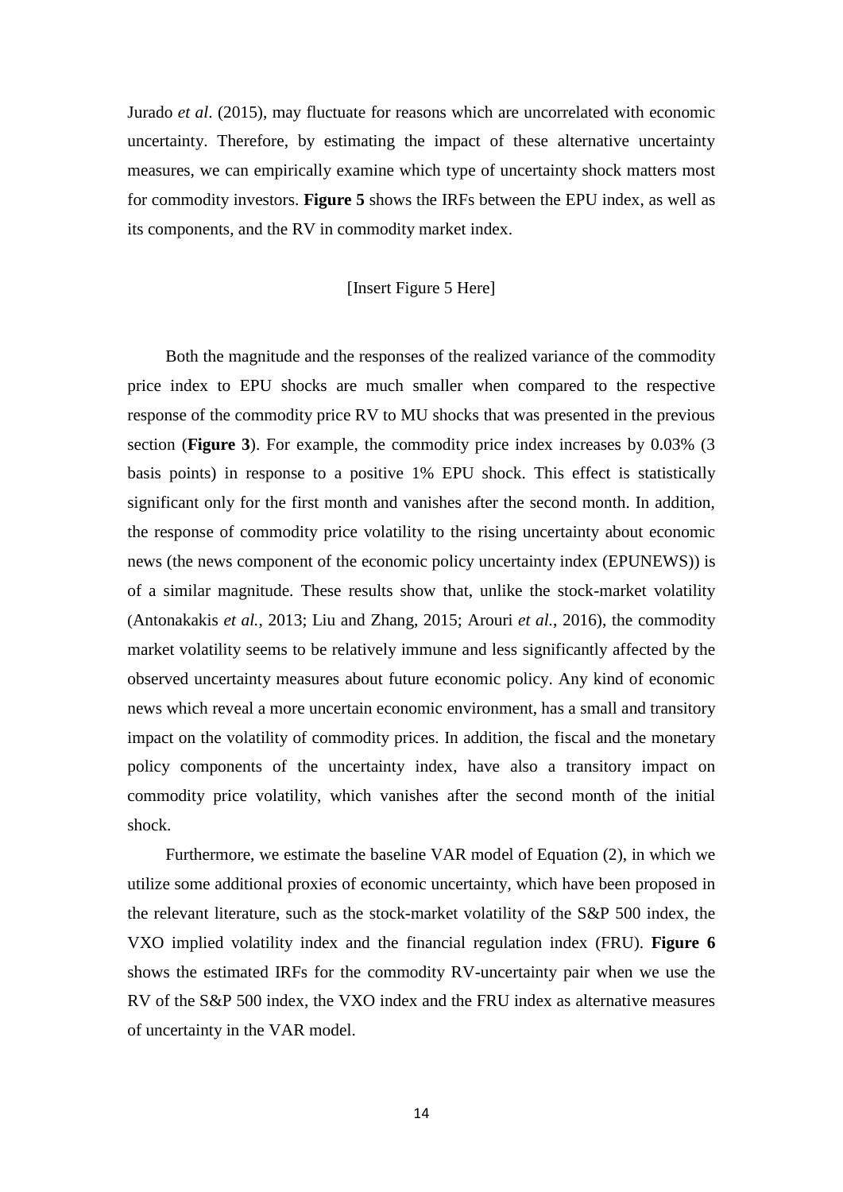Jurado *et al*. (2015), may fluctuate for reasons which are uncorrelated with economic uncertainty. Therefore, by estimating the impact of these alternative uncertainty measures, we can empirically examine which type of uncertainty shock matters most for commodity investors. **Figure 5** shows the IRFs between the EPU index, as well as its components, and the RV in commodity market index.

[Insert Figure 5 Here]

Both the magnitude and the responses of the realized variance of the commodity price index to EPU shocks are much smaller when compared to the respective response of the commodity price RV to MU shocks that was presented in the previous section (**Figure 3**). For example, the commodity price index increases by 0.03% (3 basis points) in response to a positive 1% EPU shock. This effect is statistically significant only for the first month and vanishes after the second month. In addition, the response of commodity price volatility to the rising uncertainty about economic news (the news component of the economic policy uncertainty index (EPUNEWS)) is of a similar magnitude. These results show that, unlike the stock-market volatility (Antonakakis *et al.*, 2013; Liu and Zhang, 2015; Arouri *et al.*, 2016), the commodity market volatility seems to be relatively immune and less significantly affected by the observed uncertainty measures about future economic policy. Any kind of economic news which reveal a more uncertain economic environment, has a small and transitory impact on the volatility of commodity prices. In addition, the fiscal and the monetary policy components of the uncertainty index, have also a transitory impact on commodity price volatility, which vanishes after the second month of the initial shock.

Furthermore, we estimate the baseline VAR model of Equation (2), in which we utilize some additional proxies of economic uncertainty, which have been proposed in the relevant literature, such as the stock-market volatility of the S&P 500 index, the VXO implied volatility index and the financial regulation index (FRU). **Figure 6** shows the estimated IRFs for the commodity RV-uncertainty pair when we use the RV of the S&P 500 index, the VXO index and the FRU index as alternative measures of uncertainty in the VAR model.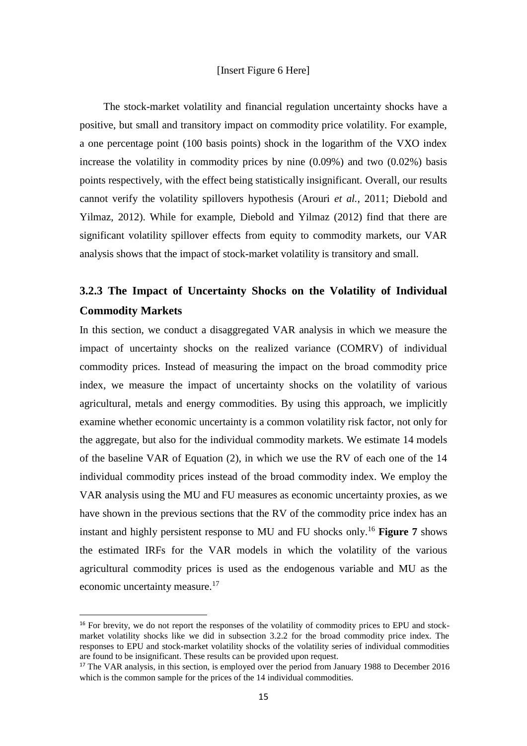[Insert Figure 6 Here]

The stock-market volatility and financial regulation uncertainty shocks have a positive, but small and transitory impact on commodity price volatility. For example, a one percentage point (100 basis points) shock in the logarithm of the VXO index increase the volatility in commodity prices by nine (0.09%) and two (0.02%) basis points respectively, with the effect being statistically insignificant. Overall, our results cannot verify the volatility spillovers hypothesis (Arouri *et al.*, 2011; Diebold and Yilmaz, 2012). While for example, Diebold and Yilmaz (2012) find that there are significant volatility spillover effects from equity to commodity markets, our VAR analysis shows that the impact of stock-market volatility is transitory and small.

### 3.2.3 The Impact of Uncertainty Shocks on the Volatility of Individual Commodity Markets

In this section, we conduct a disaggregated VAR analysis in which we measure the impact of uncertainty shocks on the realized variance (COMRV) of individual commodity prices. Instead of measuring the impact on the broad commodity price index, we measure the impact of uncertainty shocks on the volatility of various agricultural, metals and energy commodities. By using this approach, we implicitly examine whether economic uncertainty is a common volatility risk factor, not only for the aggregate, but also for the individual commodity markets. We estimate 14 models of the baseline VAR of Equation (2), in which we use the RV of each one of the 14 individual commodity prices instead of the broad commodity index. We employ the VAR analysis using the MU and FU measures as economic uncertainty proxies, as we have shown in the previous sections that the RV of the commodity price index has an instant and highly persistent response to MU and FU shocks only.[16] **Figure 7** shows the estimated IRFs for the VAR models in which the volatility of the various agricultural commodity prices is used as the endogenous variable and MU as the economic uncertainty measure.[17]

[16] For brevity, we do not report the responses of the volatility of commodity prices to EPU and stock-market volatility shocks like we did in subsection 3.2.2 for the broad commodity price index. The responses to EPU and stock-market volatility shocks of the volatility series of individual commodities are found to be insignificant. These results can be provided upon request.

[17] The VAR analysis, in this section, is employed over the period from January 1988 to December 2016 which is the common sample for the prices of the 14 individual commodities.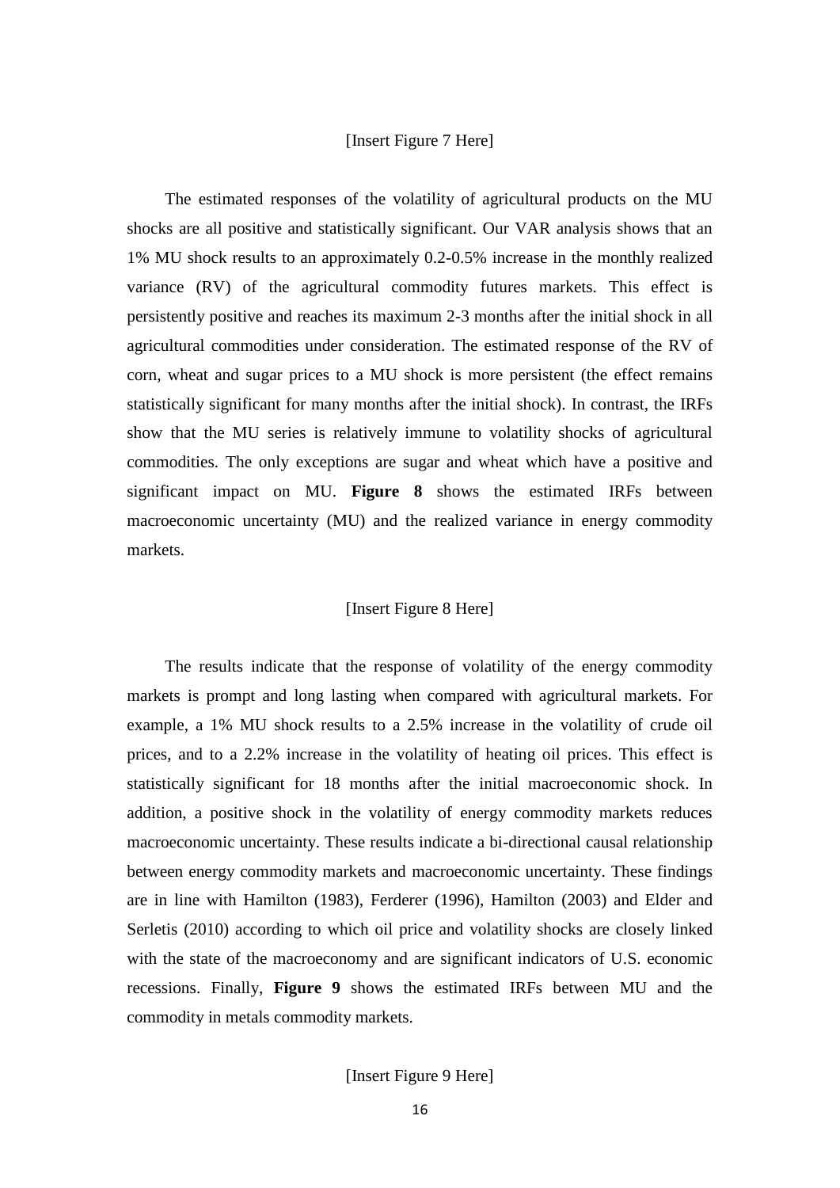[Insert Figure 7 Here]

The estimated responses of the volatility of agricultural products on the MU shocks are all positive and statistically significant. Our VAR analysis shows that an 1% MU shock results to an approximately 0.2-0.5% increase in the monthly realized variance (RV) of the agricultural commodity futures markets. This effect is persistently positive and reaches its maximum 2-3 months after the initial shock in all agricultural commodities under consideration. The estimated response of the RV of corn, wheat and sugar prices to a MU shock is more persistent (the effect remains statistically significant for many months after the initial shock). In contrast, the IRFs show that the MU series is relatively immune to volatility shocks of agricultural commodities. The only exceptions are sugar and wheat which have a positive and significant impact on MU. **Figure 8** shows the estimated IRFs between macroeconomic uncertainty (MU) and the realized variance in energy commodity markets.

[Insert Figure 8 Here]

The results indicate that the response of volatility of the energy commodity markets is prompt and long lasting when compared with agricultural markets. For example, a 1% MU shock results to a 2.5% increase in the volatility of crude oil prices, and to a 2.2% increase in the volatility of heating oil prices. This effect is statistically significant for 18 months after the initial macroeconomic shock. In addition, a positive shock in the volatility of energy commodity markets reduces macroeconomic uncertainty. These results indicate a bi-directional causal relationship between energy commodity markets and macroeconomic uncertainty. These findings are in line with Hamilton (1983), Ferderer (1996), Hamilton (2003) and Elder and Serletis (2010) according to which oil price and volatility shocks are closely linked with the state of the macroeconomy and are significant indicators of U.S. economic recessions. Finally, **Figure 9** shows the estimated IRFs between MU and the commodity in metals commodity markets.

[Insert Figure 9 Here]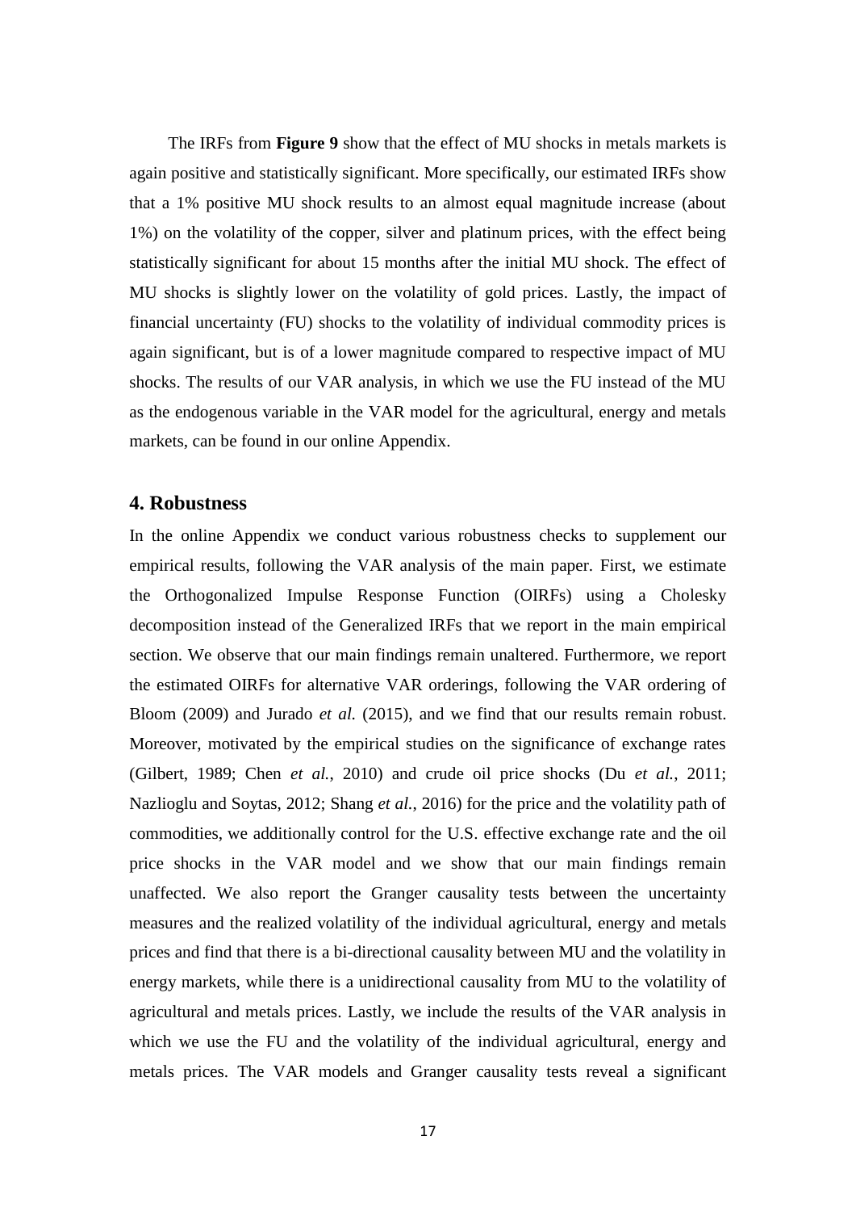The IRFs from **Figure 9** show that the effect of MU shocks in metals markets is again positive and statistically significant. More specifically, our estimated IRFs show that a 1% positive MU shock results to an almost equal magnitude increase (about 1%) on the volatility of the copper, silver and platinum prices, with the effect being statistically significant for about 15 months after the initial MU shock. The effect of MU shocks is slightly lower on the volatility of gold prices. Lastly, the impact of financial uncertainty (FU) shocks to the volatility of individual commodity prices is again significant, but is of a lower magnitude compared to respective impact of MU shocks. The results of our VAR analysis, in which we use the FU instead of the MU as the endogenous variable in the VAR model for the agricultural, energy and metals markets, can be found in our online Appendix.

## 4. Robustness

In the online Appendix we conduct various robustness checks to supplement our empirical results, following the VAR analysis of the main paper. First, we estimate the Orthogonalized Impulse Response Function (OIRFs) using a Cholesky decomposition instead of the Generalized IRFs that we report in the main empirical section. We observe that our main findings remain unaltered. Furthermore, we report the estimated OIRFs for alternative VAR orderings, following the VAR ordering of Bloom (2009) and Jurado *et al.* (2015), and we find that our results remain robust. Moreover, motivated by the empirical studies on the significance of exchange rates (Gilbert, 1989; Chen *et al.*, 2010) and crude oil price shocks (Du *et al.*, 2011; Nazlioglu and Soytas, 2012; Shang *et al.*, 2016) for the price and the volatility path of commodities, we additionally control for the U.S. effective exchange rate and the oil price shocks in the VAR model and we show that our main findings remain unaffected. We also report the Granger causality tests between the uncertainty measures and the realized volatility of the individual agricultural, energy and metals prices and find that there is a bi-directional causality between MU and the volatility in energy markets, while there is a unidirectional causality from MU to the volatility of agricultural and metals prices. Lastly, we include the results of the VAR analysis in which we use the FU and the volatility of the individual agricultural, energy and metals prices. The VAR models and Granger causality tests reveal a significant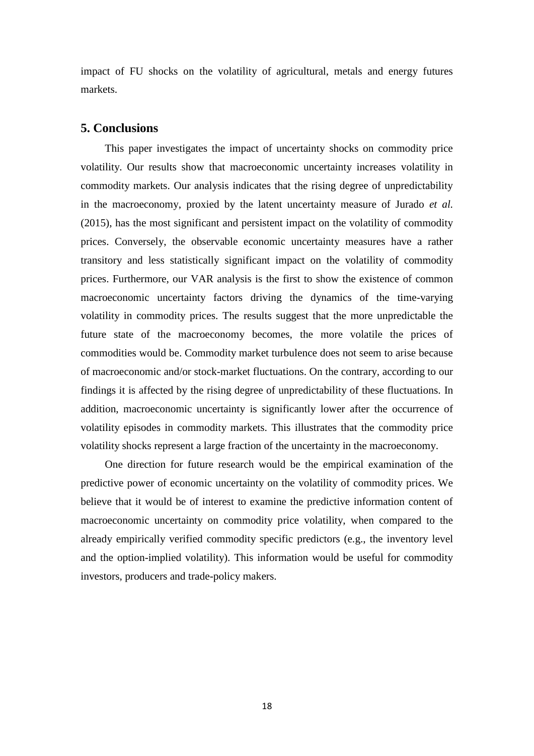impact of FU shocks on the volatility of agricultural, metals and energy futures markets.

## 5. Conclusions

This paper investigates the impact of uncertainty shocks on commodity price volatility. Our results show that macroeconomic uncertainty increases volatility in commodity markets. Our analysis indicates that the rising degree of unpredictability in the macroeconomy, proxied by the latent uncertainty measure of Jurado *et al.* (2015), has the most significant and persistent impact on the volatility of commodity prices. Conversely, the observable economic uncertainty measures have a rather transitory and less statistically significant impact on the volatility of commodity prices. Furthermore, our VAR analysis is the first to show the existence of common macroeconomic uncertainty factors driving the dynamics of the time-varying volatility in commodity prices. The results suggest that the more unpredictable the future state of the macroeconomy becomes, the more volatile the prices of commodities would be. Commodity market turbulence does not seem to arise because of macroeconomic and/or stock-market fluctuations. On the contrary, according to our findings it is affected by the rising degree of unpredictability of these fluctuations. In addition, macroeconomic uncertainty is significantly lower after the occurrence of volatility episodes in commodity markets. This illustrates that the commodity price volatility shocks represent a large fraction of the uncertainty in the macroeconomy.

One direction for future research would be the empirical examination of the predictive power of economic uncertainty on the volatility of commodity prices. We believe that it would be of interest to examine the predictive information content of macroeconomic uncertainty on commodity price volatility, when compared to the already empirically verified commodity specific predictors (e.g., the inventory level and the option-implied volatility). This information would be useful for commodity investors, producers and trade-policy makers.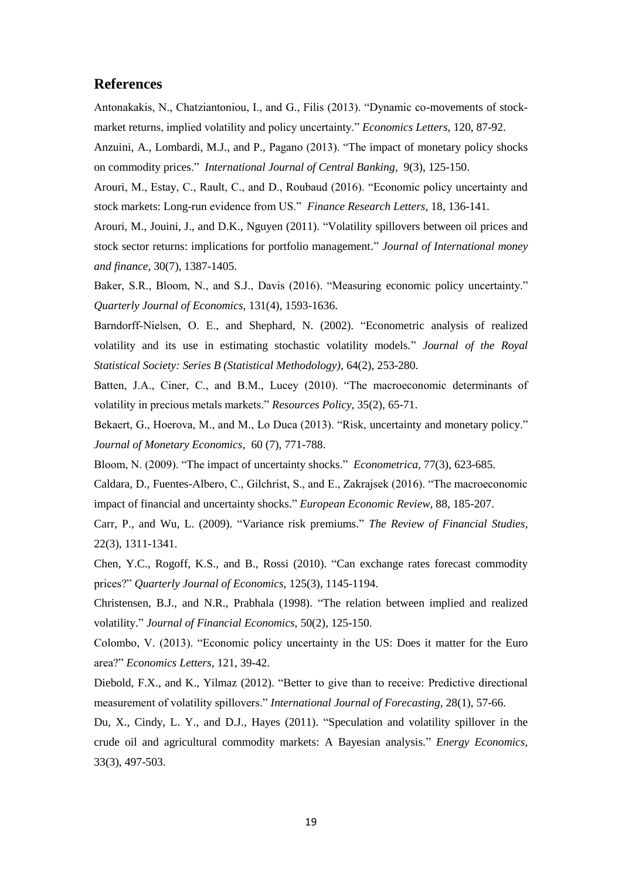## References

Antonakakis, N., Chatziantoniou, I., and G., Filis (2013). "Dynamic co-movements of stock-market returns, implied volatility and policy uncertainty." *Economics Letters,* 120, 87-92.

Anzuini, A., Lombardi, M.J., and P., Pagano (2013). "The impact of monetary policy shocks on commodity prices." *International Journal of Central Banking,* 9(3), 125-150.

Arouri, M., Estay, C., Rault, C., and D., Roubaud (2016). "Economic policy uncertainty and stock markets: Long-run evidence from US." *Finance Research Letters,* 18, 136-141.

Arouri, M., Jouini, J., and D.K., Nguyen (2011). "Volatility spillovers between oil prices and stock sector returns: implications for portfolio management." *Journal of International money and finance,* 30(7), 1387-1405.

Baker, S.R., Bloom, N., and S.J., Davis (2016). "Measuring economic policy uncertainty." *Quarterly Journal of Economics,* 131(4), 1593-1636.

Barndorff-Nielsen, O. E., and Shephard, N. (2002). "Econometric analysis of realized volatility and its use in estimating stochastic volatility models." *Journal of the Royal Statistical Society: Series B (Statistical Methodology)*, 64(2), 253-280.

Batten, J.A., Ciner, C., and B.M., Lucey (2010). "The macroeconomic determinants of volatility in precious metals markets." *Resources Policy,* 35(2), 65-71.

Bekaert, G., Hoerova, M., and M., Lo Duca (2013). "Risk, uncertainty and monetary policy." *Journal of Monetary Economics*, 60 (7), 771-788.

Bloom, N. (2009). "The impact of uncertainty shocks." *Econometrica,* 77(3), 623-685.

Caldara, D., Fuentes-Albero, C., Gilchrist, S., and E., Zakrajsek (2016). "The macroeconomic impact of financial and uncertainty shocks." *European Economic Review,* 88, 185-207.

Carr, P., and Wu, L. (2009). "Variance risk premiums." *The Review of Financial Studies*, 22(3), 1311-1341.

Chen, Y.C., Rogoff, K.S., and B., Rossi (2010). "Can exchange rates forecast commodity prices?" *Quarterly Journal of Economics,* 125(3), 1145-1194.

Christensen, B.J., and N.R., Prabhala (1998). "The relation between implied and realized volatility." *Journal of Financial Economics,* 50(2), 125-150.

Colombo, V. (2013). "Economic policy uncertainty in the US: Does it matter for the Euro area?" *Economics Letters,* 121, 39-42.

Diebold, F.X., and K., Yilmaz (2012). "Better to give than to receive: Predictive directional measurement of volatility spillovers." *International Journal of Forecasting,* 28(1), 57-66.

Du, X., Cindy, L. Y., and D.J., Hayes (2011). "Speculation and volatility spillover in the crude oil and agricultural commodity markets: A Bayesian analysis." *Energy Economics,* 33(3), 497-503.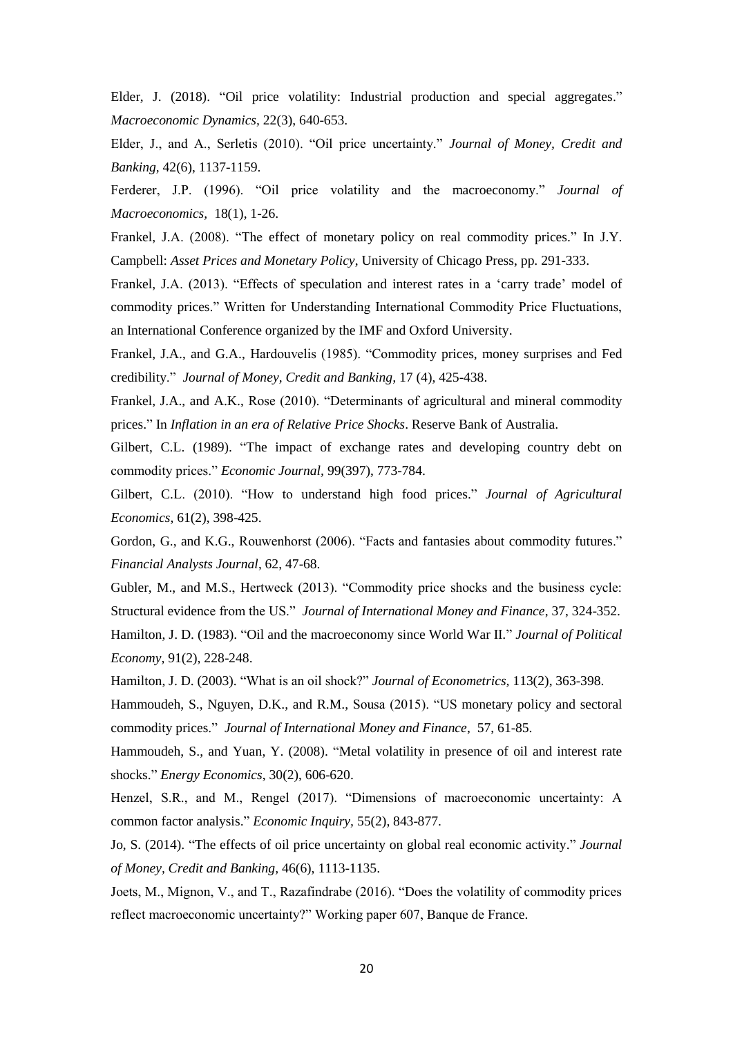Elder, J. (2018). "Oil price volatility: Industrial production and special aggregates." *Macroeconomic Dynamics*, 22(3), 640-653.

Elder, J., and A., Serletis (2010). "Oil price uncertainty." *Journal of Money, Credit and Banking*, 42(6), 1137-1159.

Ferderer, J.P. (1996). "Oil price volatility and the macroeconomy." *Journal of Macroeconomics,* 18(1), 1-26.

Frankel, J.A. (2008). "The effect of monetary policy on real commodity prices." In J.Y. Campbell: *Asset Prices and Monetary Policy*, University of Chicago Press, pp. 291-333.

Frankel, J.A. (2013). "Effects of speculation and interest rates in a 'carry trade' model of commodity prices." Written for Understanding International Commodity Price Fluctuations, an International Conference organized by the IMF and Oxford University.

Frankel, J.A., and G.A., Hardouvelis (1985). "Commodity prices, money surprises and Fed credibility." *Journal of Money, Credit and Banking,* 17 (4), 425-438.

Frankel, J.A., and A.K., Rose (2010). "Determinants of agricultural and mineral commodity prices." In *Inflation in an era of Relative Price Shocks*. Reserve Bank of Australia.

Gilbert, C.L. (1989). "The impact of exchange rates and developing country debt on commodity prices." *Economic Journal*, 99(397), 773-784.

Gilbert, C.L. (2010). "How to understand high food prices." *Journal of Agricultural Economics*, 61(2), 398-425.

Gordon, G., and K.G., Rouwenhorst (2006). "Facts and fantasies about commodity futures." *Financial Analysts Journal*, 62, 47-68.

Gubler, M., and M.S., Hertweck (2013). "Commodity price shocks and the business cycle: Structural evidence from the US." *Journal of International Money and Finance*, 37, 324-352.

Hamilton, J. D. (1983). "Oil and the macroeconomy since World War II." *Journal of Political Economy,* 91(2), 228-248.

Hamilton, J. D. (2003). "What is an oil shock?" *Journal of Econometrics,* 113(2), 363-398.

Hammoudeh, S., Nguyen, D.K., and R.M., Sousa (2015). "US monetary policy and sectoral commodity prices." *Journal of International Money and Finance*, 57, 61-85.

Hammoudeh, S., and Yuan, Y. (2008). "Metal volatility in presence of oil and interest rate shocks." *Energy Economics*, 30(2), 606-620.

Henzel, S.R., and M., Rengel (2017). "Dimensions of macroeconomic uncertainty: A common factor analysis." *Economic Inquiry,* 55(2), 843-877.

Jo, S. (2014). "The effects of oil price uncertainty on global real economic activity." *Journal of Money, Credit and Banking,* 46(6), 1113-1135.

Joets, M., Mignon, V., and T., Razafindrabe (2016). "Does the volatility of commodity prices reflect macroeconomic uncertainty?" Working paper 607, Banque de France.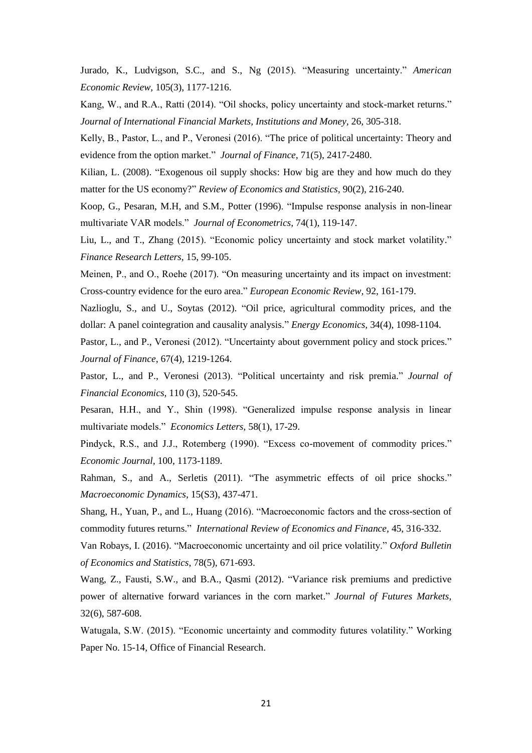Jurado, K., Ludvigson, S.C., and S., Ng (2015). "Measuring uncertainty." *American Economic Review*, 105(3), 1177-1216.

Kang, W., and R.A., Ratti (2014). "Oil shocks, policy uncertainty and stock-market returns." *Journal of International Financial Markets, Institutions and Money*, 26, 305-318.

Kelly, B., Pastor, L., and P., Veronesi (2016). "The price of political uncertainty: Theory and evidence from the option market." *Journal of Finance,* 71(5), 2417-2480.

Kilian, L. (2008). "Exogenous oil supply shocks: How big are they and how much do they matter for the US economy?" *Review of Economics and Statistics,* 90(2), 216-240.

Koop, G., Pesaran, M.H, and S.M., Potter (1996). "Impulse response analysis in non-linear multivariate VAR models." *Journal of Econometrics,* 74(1), 119-147.

Liu, L., and T., Zhang (2015). "Economic policy uncertainty and stock market volatility." *Finance Research Letters,* 15, 99-105.

Meinen, P., and O., Roehe (2017). "On measuring uncertainty and its impact on investment: Cross-country evidence for the euro area." *European Economic Review,* 92, 161-179.

Nazlioglu, S., and U., Soytas (2012). "Oil price, agricultural commodity prices, and the dollar: A panel cointegration and causality analysis." *Energy Economics,* 34(4), 1098-1104.

Pastor, L., and P., Veronesi (2012). "Uncertainty about government policy and stock prices." *Journal of Finance*, 67(4), 1219-1264.

Pastor, L., and P., Veronesi (2013). "Political uncertainty and risk premia." *Journal of Financial Economics,* 110 (3), 520-545.

Pesaran, H.H., and Y., Shin (1998). "Generalized impulse response analysis in linear multivariate models." *Economics Letters,* 58(1), 17-29.

Pindyck, R.S., and J.J., Rotemberg (1990). "Excess co-movement of commodity prices." *Economic Journal*, 100, 1173-1189.

Rahman, S., and A., Serletis (2011). "The asymmetric effects of oil price shocks." *Macroeconomic Dynamics*, 15(S3), 437-471.

Shang, H., Yuan, P., and L., Huang (2016). "Macroeconomic factors and the cross-section of commodity futures returns." *International Review of Economics and Finance,* 45, 316-332.

Van Robays, I. (2016). "Macroeconomic uncertainty and oil price volatility." *Oxford Bulletin of Economics and Statistics*, 78(5), 671-693.

Wang, Z., Fausti, S.W., and B.A., Qasmi (2012). "Variance risk premiums and predictive power of alternative forward variances in the corn market." *Journal of Futures Markets,* 32(6), 587-608.

Watugala, S.W. (2015). "Economic uncertainty and commodity futures volatility." Working Paper No. 15-14, Office of Financial Research.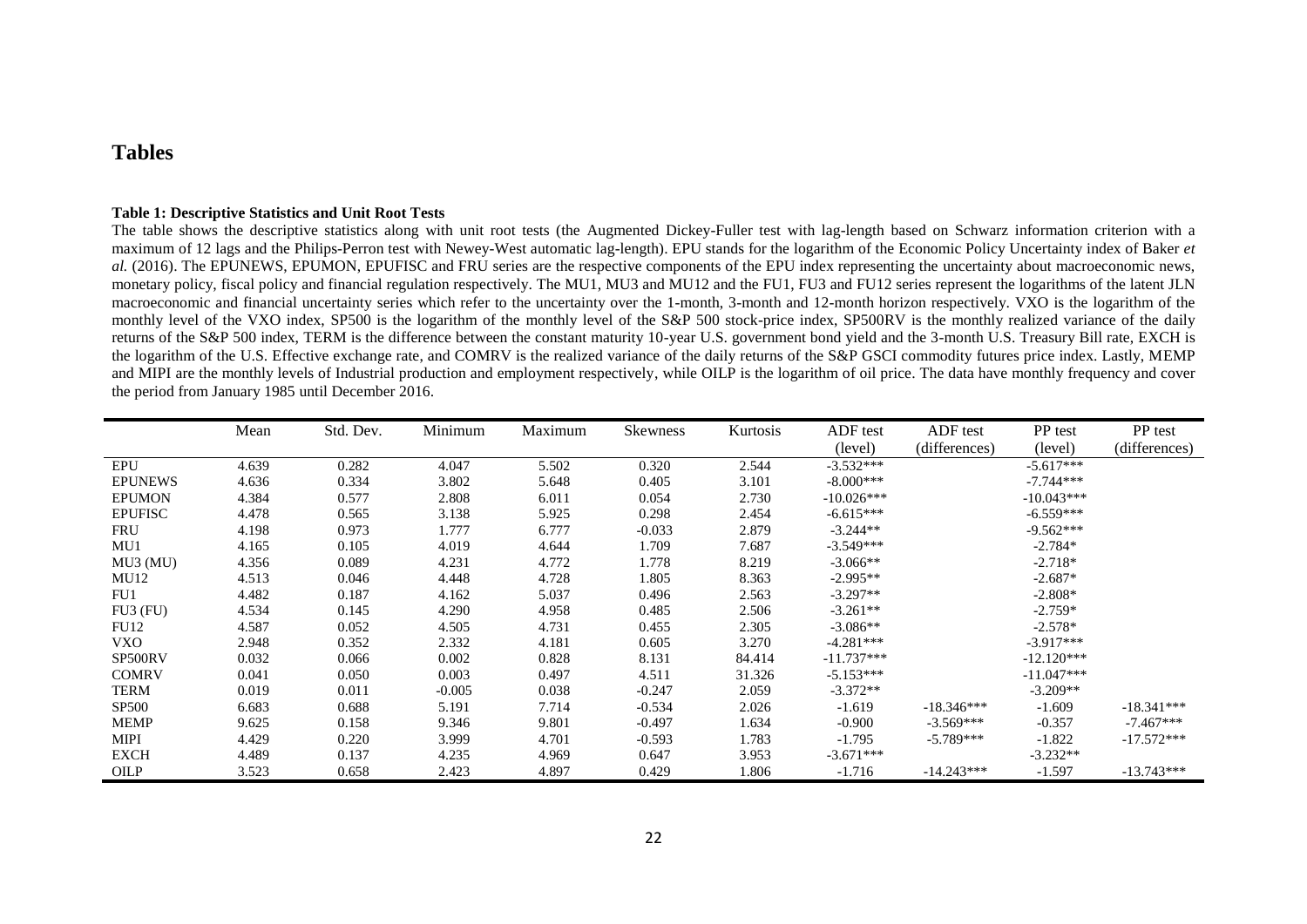# Tables

**Table 1: Descriptive Statistics and Unit Root Tests**

The table shows the descriptive statistics along with unit root tests (the Augmented Dickey-Fuller test with lag-length based on Schwarz information criterion with a maximum of 12 lags and the Philips-Perron test with Newey-West automatic lag-length). EPU stands for the logarithm of the Economic Policy Uncertainty index of Baker *et al.* (2016). The EPUNEWS, EPUMON, EPUFISC and FRU series are the respective components of the EPU index representing the uncertainty about macroeconomic news, monetary policy, fiscal policy and financial regulation respectively. The MU1, MU3 and MU12 and the FU1, FU3 and FU12 series represent the logarithms of the latent JLN macroeconomic and financial uncertainty series which refer to the uncertainty over the 1-month, 3-month and 12-month horizon respectively. VXO is the logarithm of the monthly level of the VXO index, SP500 is the logarithm of the monthly level of the S&P 500 stock-price index, SP500RV is the monthly realized variance of the daily returns of the S&P 500 index, TERM is the difference between the constant maturity 10-year U.S. government bond yield and the 3-month U.S. Treasury Bill rate, EXCH is the logarithm of the U.S. Effective exchange rate, and COMRV is the realized variance of the daily returns of the S&P GSCI commodity futures price index. Lastly, MEMP and MIPI are the monthly levels of Industrial production and employment respectively, while OILP is the logarithm of oil price. The data have monthly frequency and cover the period from January 1985 until December 2016.

| | Mean | Std. Dev. | Minimum | Maximum | Skewness | Kurtosis | ADF test (level) | ADF test (differences) | PP test (level) | PP test (differences) |
|---|---|---|---|---|---|---|---|---|---|---|
| EPU | 4.639 | 0.282 | 4.047 | 5.502 | 0.320 | 2.544 | -3.532*** | | -5.617*** | |
| EPUNEWS | 4.636 | 0.334 | 3.802 | 5.648 | 0.405 | 3.101 | -8.000*** | | -7.744*** | |
| EPUMON | 4.384 | 0.577 | 2.808 | 6.011 | 0.054 | 2.730 | -10.026*** | | -10.043*** | |
| EPUFISC | 4.478 | 0.565 | 3.138 | 5.925 | 0.298 | 2.454 | -6.615*** | | -6.559*** | |
| FRU | 4.198 | 0.973 | 1.777 | 6.777 | -0.033 | 2.879 | -3.244** | | -9.562*** | |
| MU1 | 4.165 | 0.105 | 4.019 | 4.644 | 1.709 | 7.687 | -3.549*** | | -2.784* | |
| MU3 (MU) | 4.356 | 0.089 | 4.231 | 4.772 | 1.778 | 8.219 | -3.066** | | -2.718* | |
| MU12 | 4.513 | 0.046 | 4.448 | 4.728 | 1.805 | 8.363 | -2.995** | | -2.687* | |
| FU1 | 4.482 | 0.187 | 4.162 | 5.037 | 0.496 | 2.563 | -3.297** | | -2.808* | |
| FU3 (FU) | 4.534 | 0.145 | 4.290 | 4.958 | 0.485 | 2.506 | -3.261** | | -2.759* | |
| FU12 | 4.587 | 0.052 | 4.505 | 4.731 | 0.455 | 2.305 | -3.086** | | -2.578* | |
| VXO | 2.948 | 0.352 | 2.332 | 4.181 | 0.605 | 3.270 | -4.281*** | | -3.917*** | |
| SP500RV | 0.032 | 0.066 | 0.002 | 0.828 | 8.131 | 84.414 | -11.737*** | | -12.120*** | |
| COMRV | 0.041 | 0.050 | 0.003 | 0.497 | 4.511 | 31.326 | -5.153*** | | -11.047*** | |
| TERM | 0.019 | 0.011 | -0.005 | 0.038 | -0.247 | 2.059 | -3.372** | | -3.209** | |
| SP500 | 6.683 | 0.688 | 5.191 | 7.714 | -0.534 | 2.026 | -1.619 | -18.346*** | -1.609 | -18.341*** |
| MEMP | 9.625 | 0.158 | 9.346 | 9.801 | -0.497 | 1.634 | -0.900 | -3.569*** | -0.357 | -7.467*** |
| MIPI | 4.429 | 0.220 | 3.999 | 4.701 | -0.593 | 1.783 | -1.795 | -5.789*** | -1.822 | -17.572*** |
| EXCH | 4.489 | 0.137 | 4.235 | 4.969 | 0.647 | 3.953 | -3.671*** | | -3.232** | |
| OILP | 3.523 | 0.658 | 2.423 | 4.897 | 0.429 | 1.806 | -1.716 | -14.243*** | -1.597 | -13.743*** |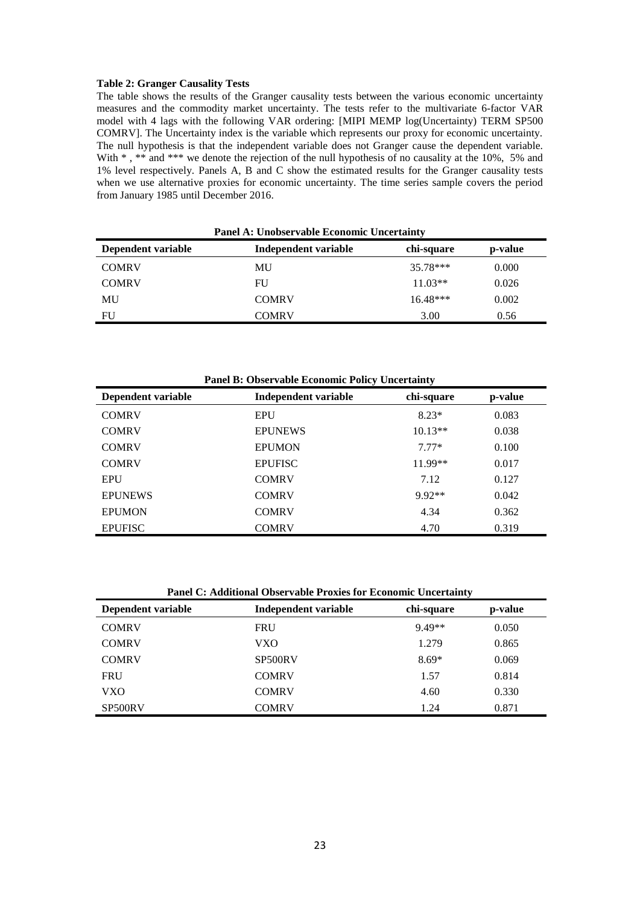**Table 2: Granger Causality Tests**

The table shows the results of the Granger causality tests between the various economic uncertainty measures and the commodity market uncertainty. The tests refer to the multivariate 6-factor VAR model with 4 lags with the following VAR ordering: [MIPI MEMP log(Uncertainty) TERM SP500 COMRV]. The Uncertainty index is the variable which represents our proxy for economic uncertainty. The null hypothesis is that the independent variable does not Granger cause the dependent variable. With * , ** and *** we denote the rejection of the null hypothesis of no causality at the 10%, 5% and 1% level respectively. Panels A, B and C show the estimated results for the Granger causality tests when we use alternative proxies for economic uncertainty. The time series sample covers the period from January 1985 until December 2016.

**Panel A: Unobservable Economic Uncertainty**

| Dependent variable | Independent variable | chi-square | p-value |
|---|---|---|---|
| COMRV | MU | 35.78*** | 0.000 |
| COMRV | FU | 11.03** | 0.026 |
| MU | COMRV | 16.48*** | 0.002 |
| FU | COMRV | 3.00 | 0.56 |

**Panel B: Observable Economic Policy Uncertainty**

| Dependent variable | Independent variable | chi-square | p-value |
|---|---|---|---|
| COMRV | EPU | 8.23* | 0.083 |
| COMRV | EPUNEWS | 10.13** | 0.038 |
| COMRV | EPUMON | 7.77* | 0.100 |
| COMRV | EPUFISC | 11.99** | 0.017 |
| EPU | COMRV | 7.12 | 0.127 |
| EPUNEWS | COMRV | 9.92** | 0.042 |
| EPUMON | COMRV | 4.34 | 0.362 |
| EPUFISC | COMRV | 4.70 | 0.319 |

**Panel C: Additional Observable Proxies for Economic Uncertainty**

| Dependent variable | Independent variable | chi-square | p-value |
|---|---|---|---|
| COMRV | FRU | 9.49** | 0.050 |
| COMRV | VXO | 1.279 | 0.865 |
| COMRV | SP500RV | 8.69* | 0.069 |
| FRU | COMRV | 1.57 | 0.814 |
| VXO | COMRV | 4.60 | 0.330 |
| SP500RV | COMRV | 1.24 | 0.871 |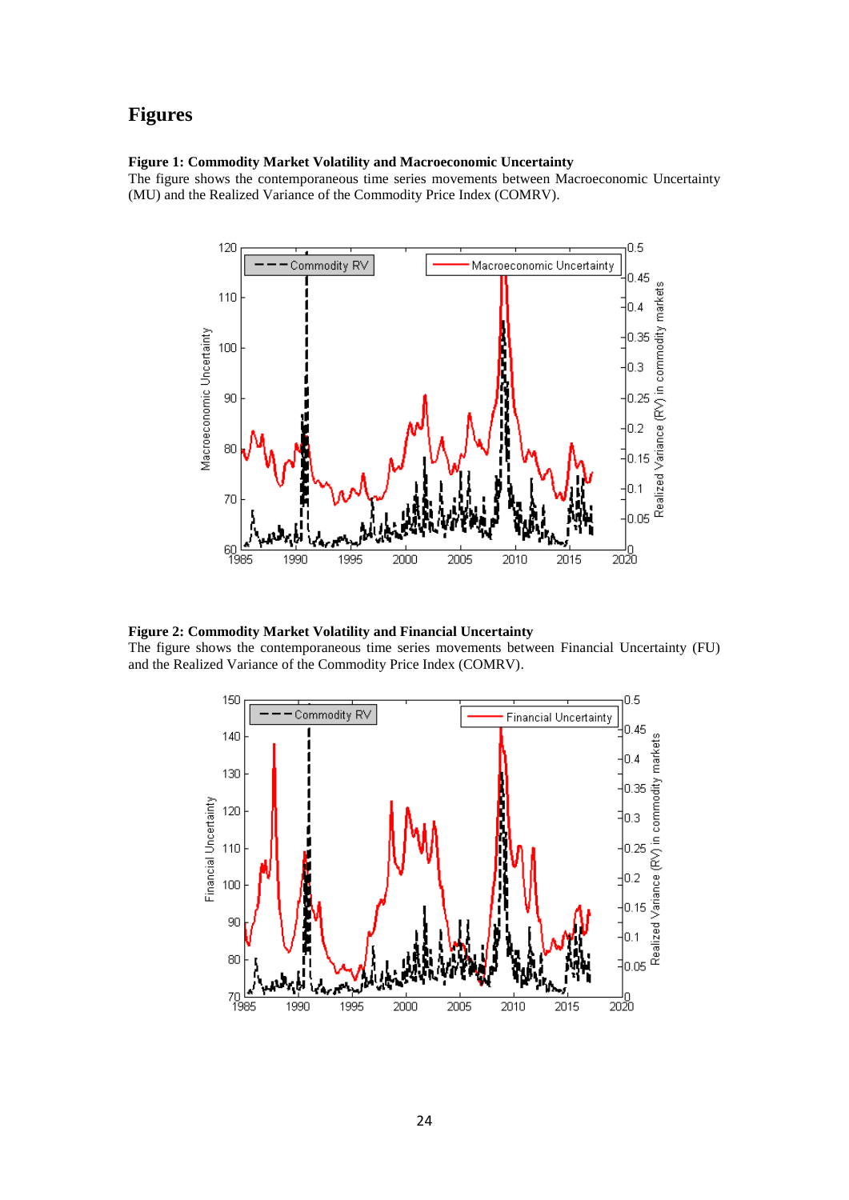# Figures

**Figure 1: Commodity Market Volatility and Macroeconomic Uncertainty**

The figure shows the contemporaneous time series movements between Macroeconomic Uncertainty (MU) and the Realized Variance of the Commodity Price Index (COMRV).

**Figure 2: Commodity Market Volatility and Financial Uncertainty**

The figure shows the contemporaneous time series movements between Financial Uncertainty (FU) and the Realized Variance of the Commodity Price Index (COMRV).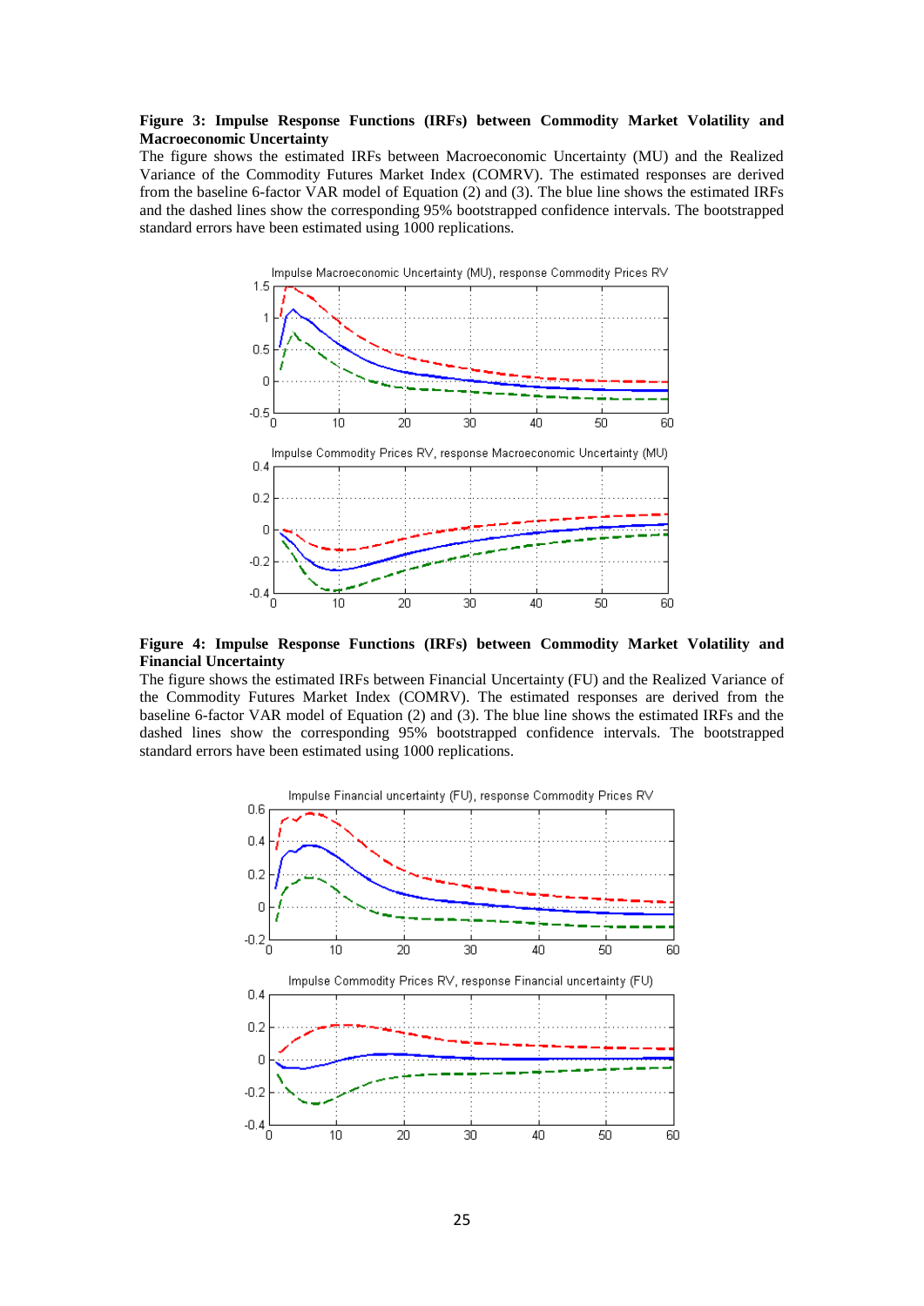**Figure 3: Impulse Response Functions (IRFs) between Commodity Market Volatility and Macroeconomic Uncertainty**

The figure shows the estimated IRFs between Macroeconomic Uncertainty (MU) and the Realized Variance of the Commodity Futures Market Index (COMRV). The estimated responses are derived from the baseline 6-factor VAR model of Equation (2) and (3). The blue line shows the estimated IRFs and the dashed lines show the corresponding 95% bootstrapped confidence intervals. The bootstrapped standard errors have been estimated using 1000 replications.

**Figure 4: Impulse Response Functions (IRFs) between Commodity Market Volatility and Financial Uncertainty**

The figure shows the estimated IRFs between Financial Uncertainty (FU) and the Realized Variance of the Commodity Futures Market Index (COMRV). The estimated responses are derived from the baseline 6-factor VAR model of Equation (2) and (3). The blue line shows the estimated IRFs and the dashed lines show the corresponding 95% bootstrapped confidence intervals. The bootstrapped standard errors have been estimated using 1000 replications.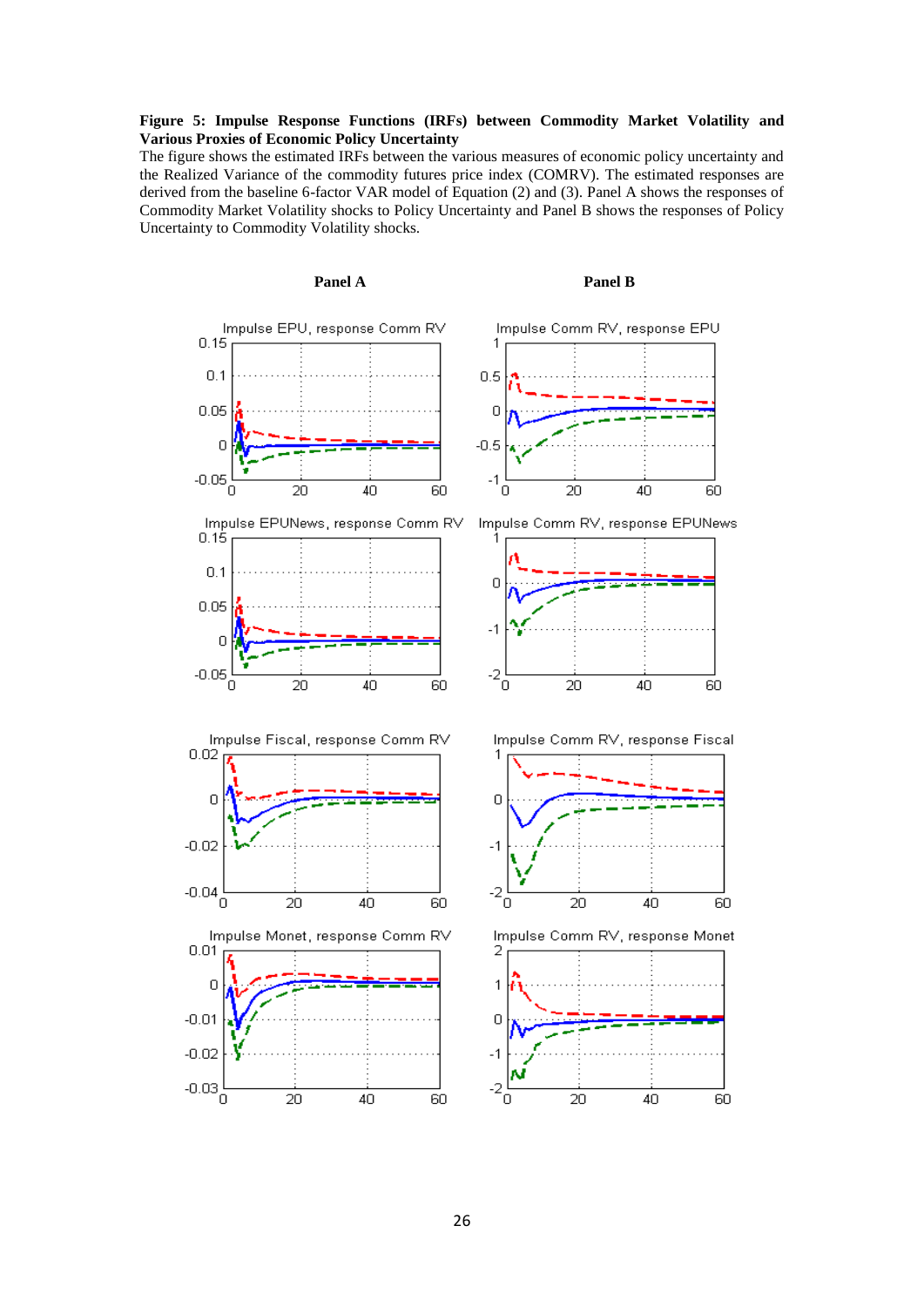**Figure 5: Impulse Response Functions (IRFs) between Commodity Market Volatility and Various Proxies of Economic Policy Uncertainty**

The figure shows the estimated IRFs between the various measures of economic policy uncertainty and the Realized Variance of the commodity futures price index (COMRV). The estimated responses are derived from the baseline 6-factor VAR model of Equation (2) and (3). Panel A shows the responses of Commodity Market Volatility shocks to Policy Uncertainty and Panel B shows the responses of Policy Uncertainty to Commodity Volatility shocks.

**Panel A** **Panel B**

Impulse EPU, response Comm RV | Impulse Comm RV, response EPU

Impulse EPUNews, response Comm RV | Impulse Comm RV, response EPUNews

Impulse Fiscal, response Comm RV | Impulse Comm RV, response Fiscal

Impulse Monet, response Comm RV | Impulse Comm RV, response Monet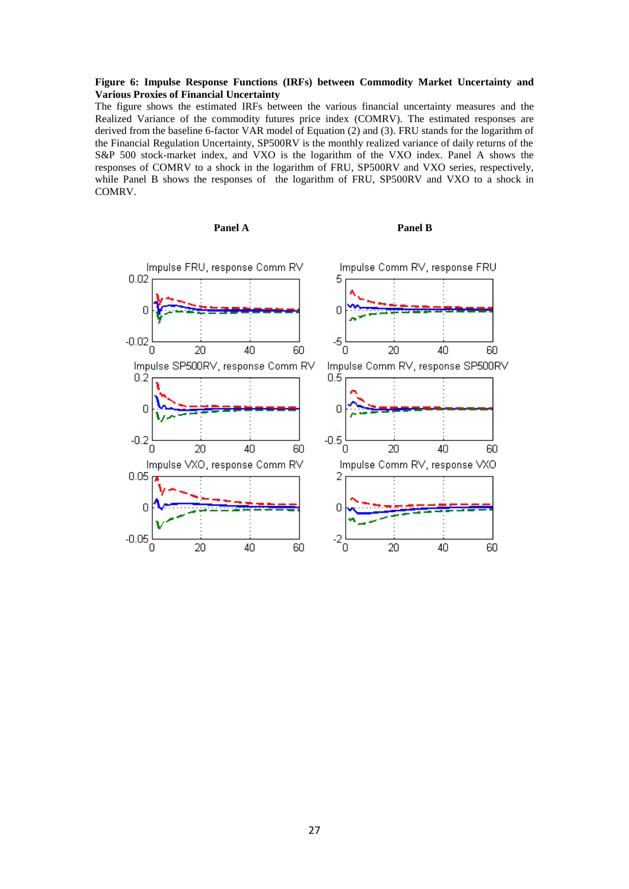**Figure 6: Impulse Response Functions (IRFs) between Commodity Market Uncertainty and Various Proxies of Financial Uncertainty**

The figure shows the estimated IRFs between the various financial uncertainty measures and the Realized Variance of the commodity futures price index (COMRV). The estimated responses are derived from the baseline 6-factor VAR model of Equation (2) and (3). FRU stands for the logarithm of the Financial Regulation Uncertainty, SP500RV is the monthly realized variance of daily returns of the S&P 500 stock-market index, and VXO is the logarithm of the VXO index. Panel A shows the responses of COMRV to a shock in the logarithm of FRU, SP500RV and VXO series, respectively, while Panel B shows the responses of the logarithm of FRU, SP500RV and VXO to a shock in COMRV.

**Panel A** **Panel B**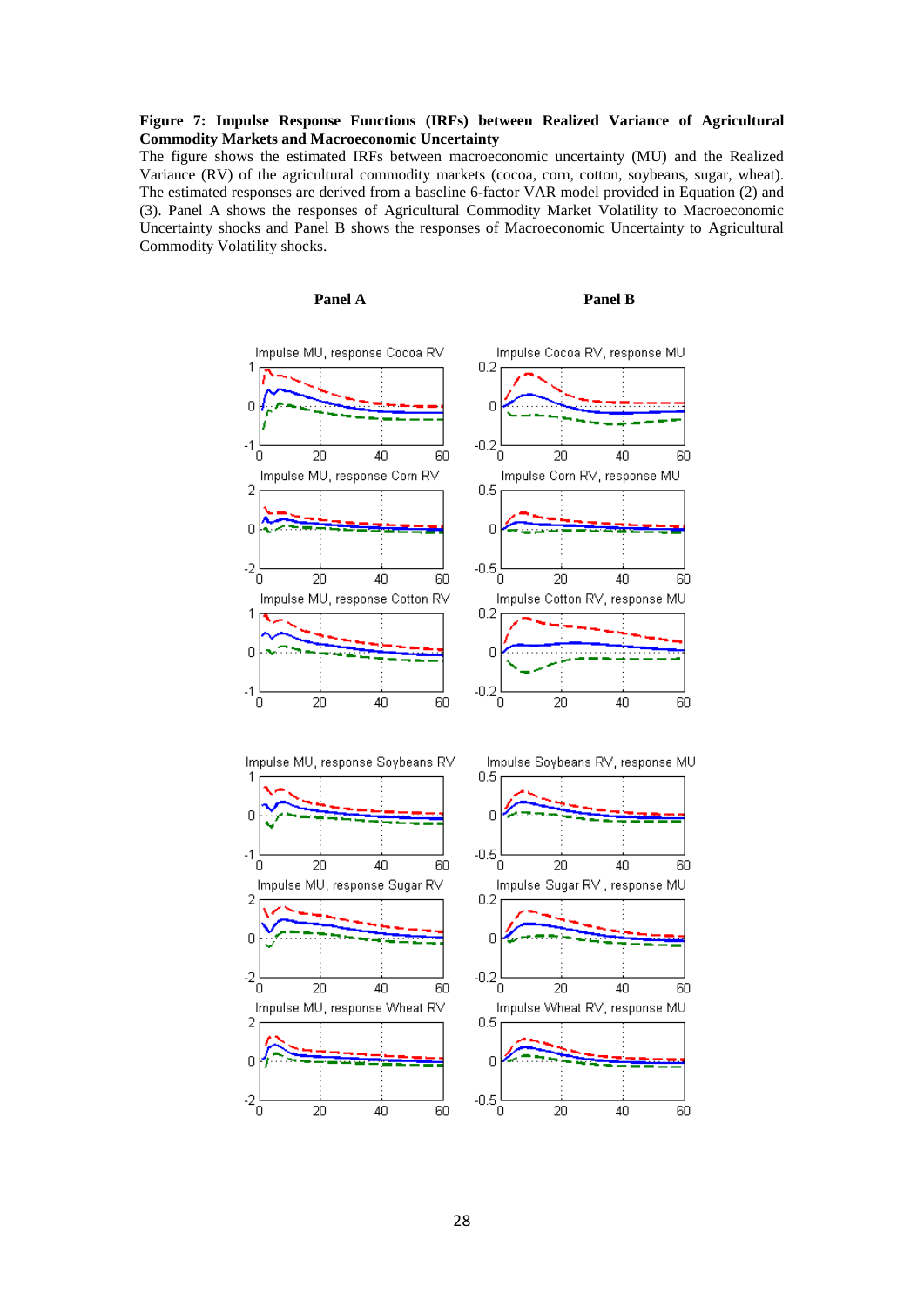**Figure 7: Impulse Response Functions (IRFs) between Realized Variance of Agricultural Commodity Markets and Macroeconomic Uncertainty**

The figure shows the estimated IRFs between macroeconomic uncertainty (MU) and the Realized Variance (RV) of the agricultural commodity markets (cocoa, corn, cotton, soybeans, sugar, wheat). The estimated responses are derived from a baseline 6-factor VAR model provided in Equation (2) and (3). Panel A shows the responses of Agricultural Commodity Market Volatility to Macroeconomic Uncertainty shocks and Panel B shows the responses of Macroeconomic Uncertainty to Agricultural Commodity Volatility shocks.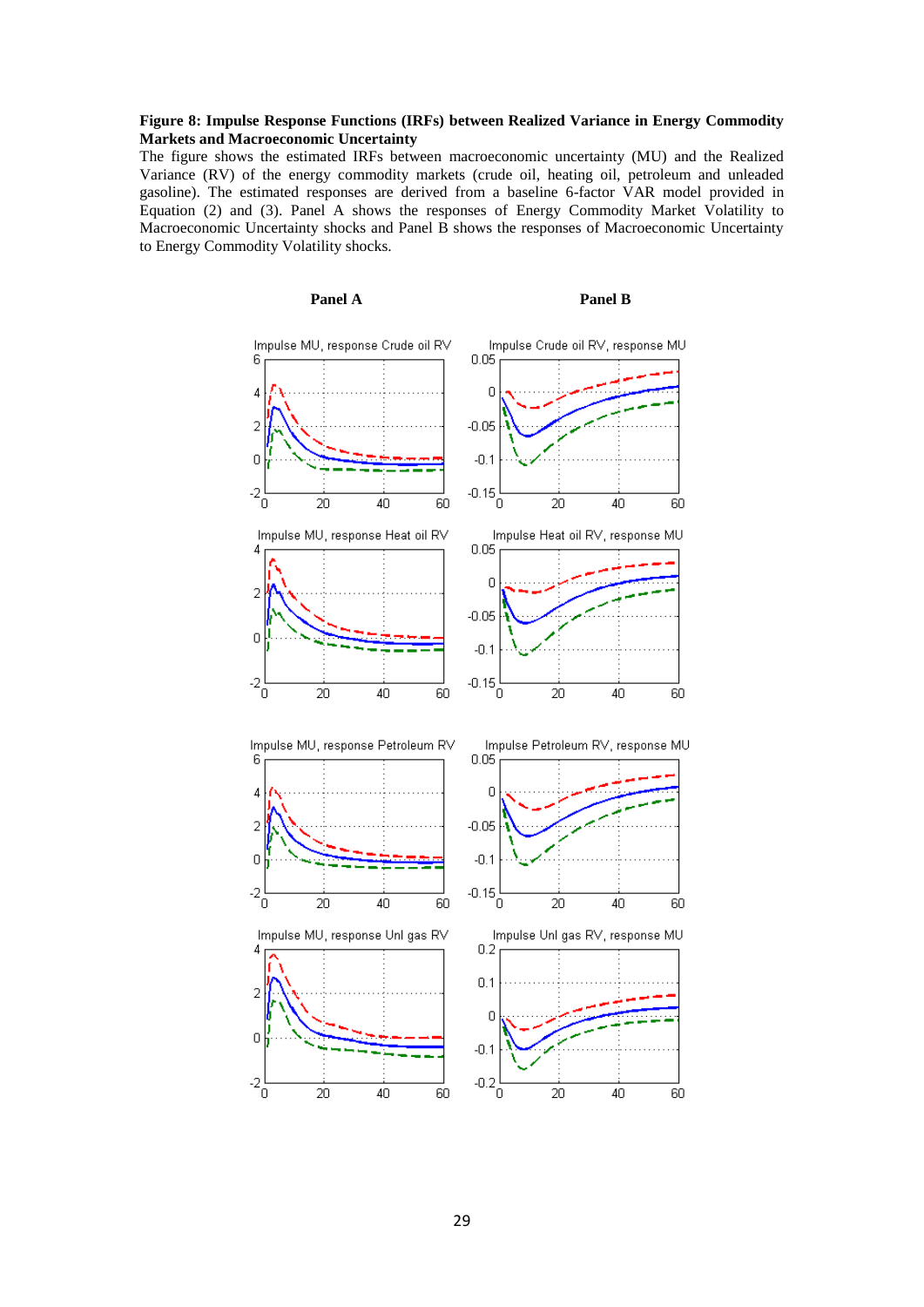**Figure 8: Impulse Response Functions (IRFs) between Realized Variance in Energy Commodity Markets and Macroeconomic Uncertainty**

The figure shows the estimated IRFs between macroeconomic uncertainty (MU) and the Realized Variance (RV) of the energy commodity markets (crude oil, heating oil, petroleum and unleaded gasoline). The estimated responses are derived from a baseline 6-factor VAR model provided in Equation (2) and (3). Panel A shows the responses of Energy Commodity Market Volatility to Macroeconomic Uncertainty shocks and Panel B shows the responses of Macroeconomic Uncertainty to Energy Commodity Volatility shocks.

**Panel A** **Panel B**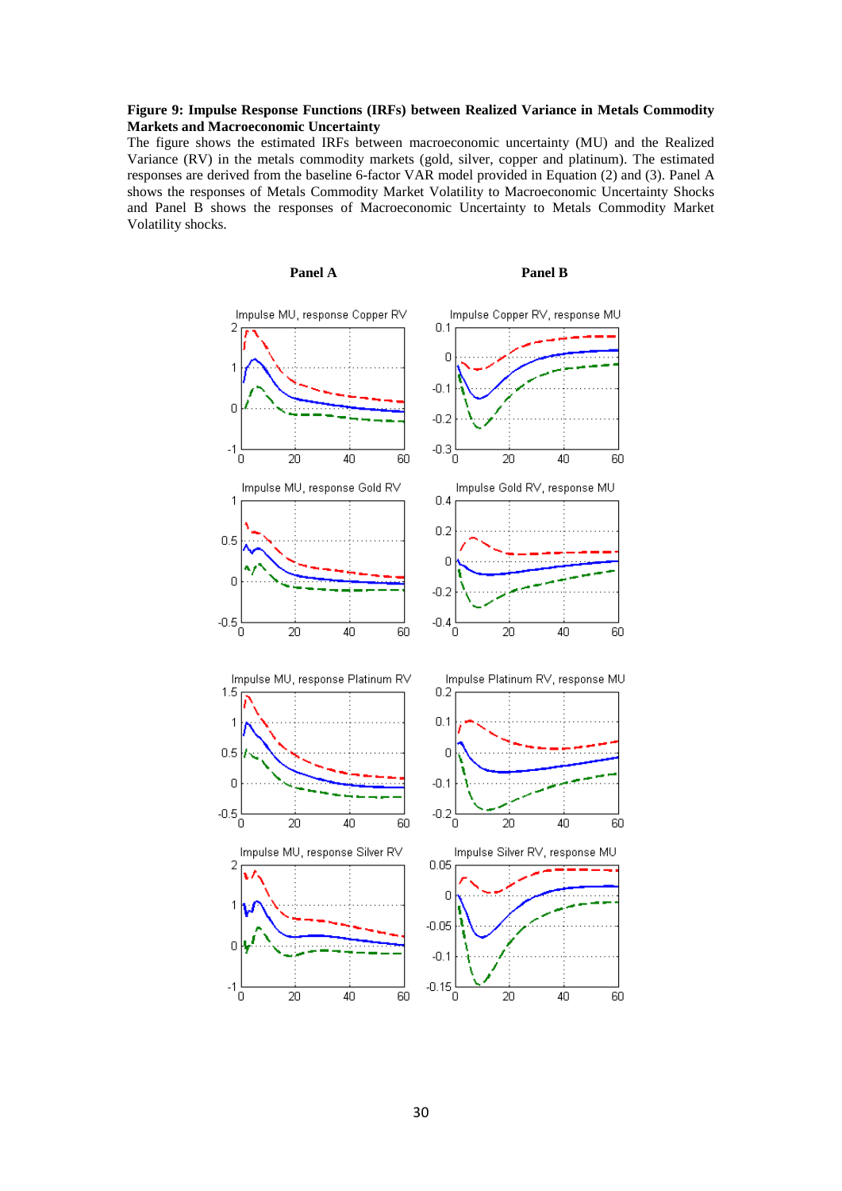**Figure 9: Impulse Response Functions (IRFs) between Realized Variance in Metals Commodity Markets and Macroeconomic Uncertainty**

The figure shows the estimated IRFs between macroeconomic uncertainty (MU) and the Realized Variance (RV) in the metals commodity markets (gold, silver, copper and platinum). The estimated responses are derived from the baseline 6-factor VAR model provided in Equation (2) and (3). Panel A shows the responses of Metals Commodity Market Volatility to Macroeconomic Uncertainty Shocks and Panel B shows the responses of Macroeconomic Uncertainty to Metals Commodity Market Volatility shocks.

**Panel A**

**Panel B**

Impulse MU, response Copper RV
2
1
0
-1
0 20 40 60

Impulse Copper RV, response MU
0.1
0
-0.1
-0.2
-0.3
0 20 40 60

Impulse MU, response Gold RV
1
0.5
0
-0.5
0 20 40 60

Impulse Gold RV, response MU
0.4
0.2
0
-0.2
-0.4
0 20 40 60

Impulse MU, response Platinum RV
1.5
1
0.5
0
-0.5
0 20 40 60

Impulse Platinum RV, response MU
0.2
0.1
0
-0.1
-0.2
0 20 40 60

Impulse MU, response Silver RV
2
1
0
-1
0 20 40 60

Impulse Silver RV, response MU
0.05
0
-0.05
-0.1
-0.15
0 20 40 60